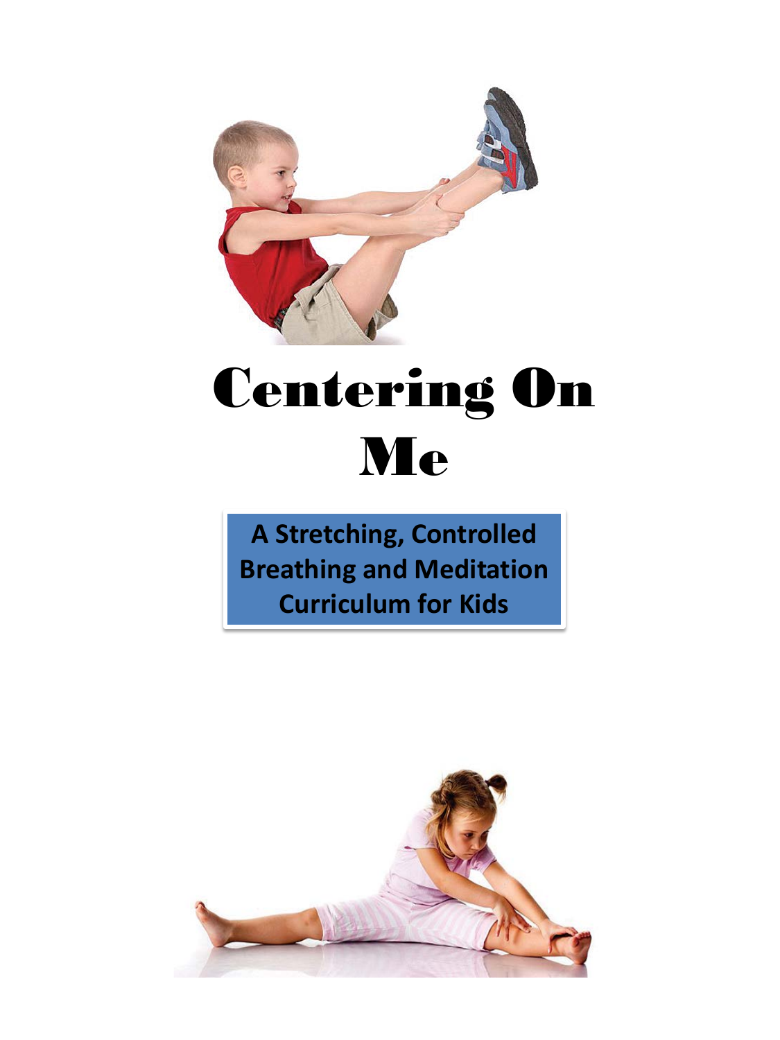# Centering On Me

**A Stretching, Controlled Breathing and Meditation Curriculum for Kids**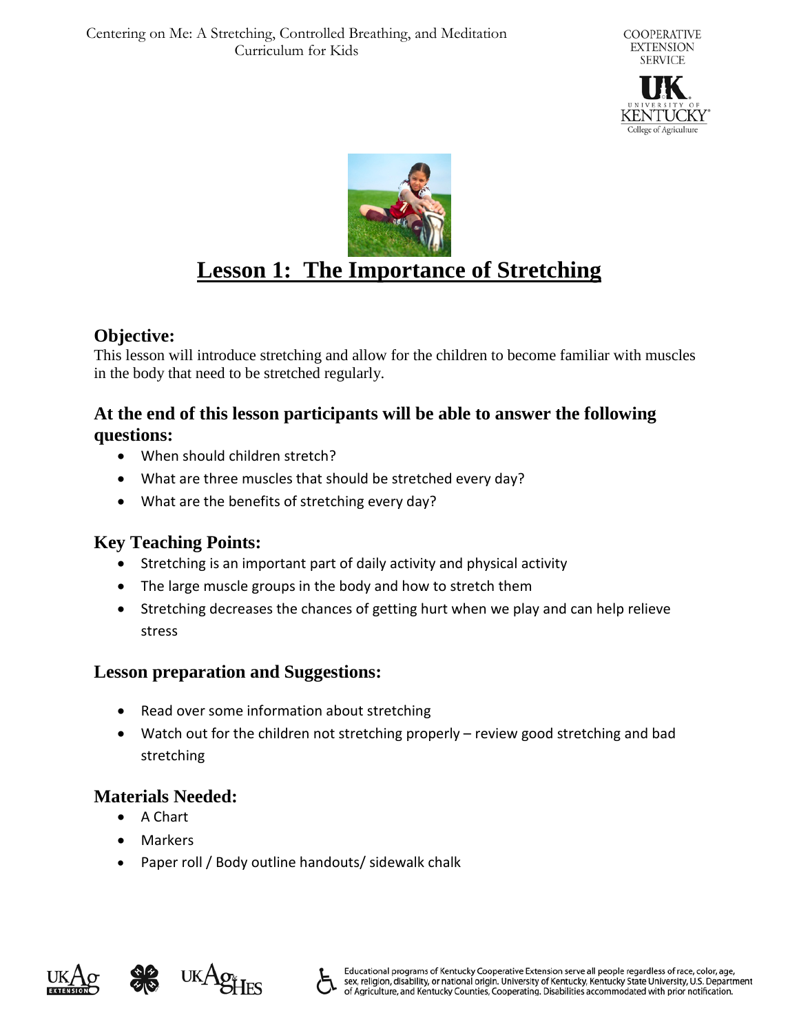# Lesson 1: The Importance of Stretching

## Objective:

This lesson will introduce stretching and allow for the children to become familiar with muscles in the body that need to be stretched regularly.

## At the end of this lesson participants will be able to answer the following questions:

- When should children stretch?
- What are three muscles that should be stretched every day?
- What are the benefits of stretching every day?

## Key Teaching Points:

- Stretching is an important part of daily activity and physical activity
- The large muscle groups in the body and how to stretch them
- Stretching decreases the chances of getting hurt when we play and can help relieve stress

## Lesson preparation and Suggestions:

- Read over some information about stretching
- Watch out for the children not stretching properly – review good stretching and bad stretching

## Materials Needed:

- A Chart
- Markers
- Paper roll / Body outline handouts/ sidewalk chalk

Educational programs of Kentucky Cooperative Extension serve all people regardless of race, color, age, sex, religion, disability, or national origin. University of Kentucky, Kentucky State University, U.S. Department of Agriculture, and Kentucky Counties, Cooperating. Disabilities accommodated with prior notification.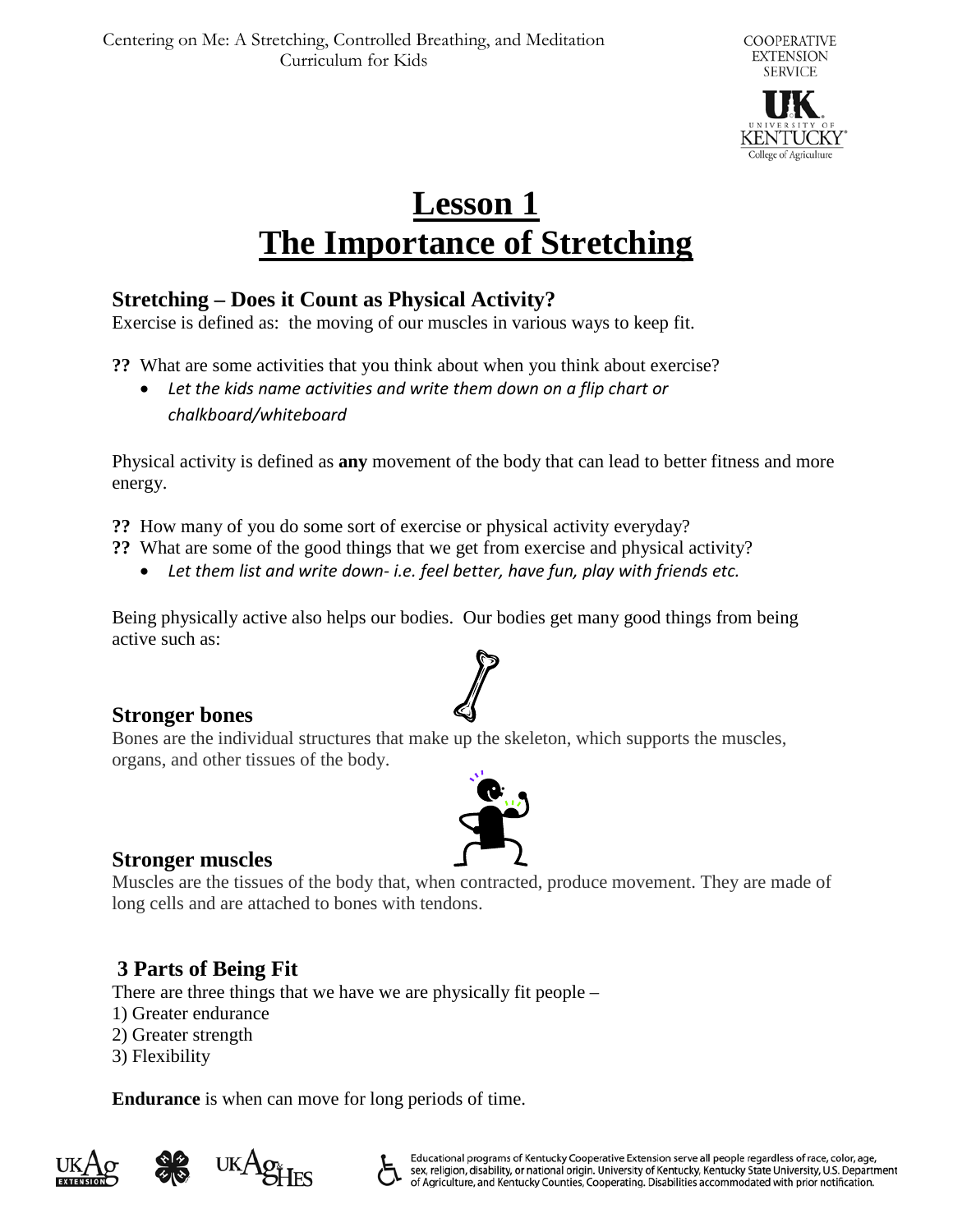# Lesson 1
# The Importance of Stretching

## Stretching – Does it Count as Physical Activity?

Exercise is defined as: the moving of our muscles in various ways to keep fit.

**??** What are some activities that you think about when you think about exercise?

- *Let the kids name activities and write them down on a flip chart or chalkboard/whiteboard*

Physical activity is defined as **any** movement of the body that can lead to better fitness and more energy.

**??** How many of you do some sort of exercise or physical activity everyday?
**??** What are some of the good things that we get from exercise and physical activity?

- *Let them list and write down- i.e. feel better, have fun, play with friends etc.*

Being physically active also helps our bodies. Our bodies get many good things from being active such as:

### Stronger bones

Bones are the individual structures that make up the skeleton, which supports the muscles, organs, and other tissues of the body.

### Stronger muscles

Muscles are the tissues of the body that, when contracted, produce movement. They are made of long cells and are attached to bones with tendons.

## 3 Parts of Being Fit

There are three things that we have we are physically fit people –
1) Greater endurance
2) Greater strength
3) Flexibility

**Endurance** is when can move for long periods of time.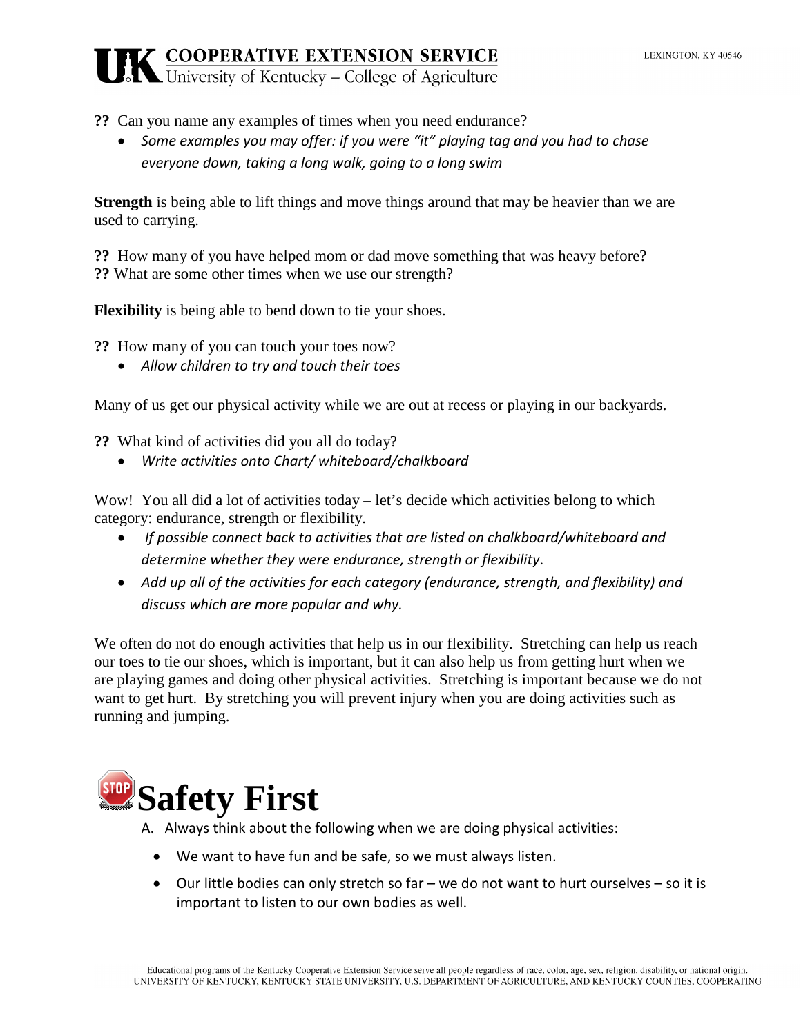**??** Can you name any examples of times when you need endurance?

- *Some examples you may offer: if you were "it" playing tag and you had to chase everyone down, taking a long walk, going to a long swim*

**Strength** is being able to lift things and move things around that may be heavier than we are used to carrying.

**??** How many of you have helped mom or dad move something that was heavy before?
**??** What are some other times when we use our strength?

**Flexibility** is being able to bend down to tie your shoes.

**??** How many of you can touch your toes now?

- *Allow children to try and touch their toes*

Many of us get our physical activity while we are out at recess or playing in our backyards.

**??** What kind of activities did you all do today?

- *Write activities onto Chart/ whiteboard/chalkboard*

Wow! You all did a lot of activities today – let's decide which activities belong to which category: endurance, strength or flexibility.

- *If possible connect back to activities that are listed on chalkboard/whiteboard and determine whether they were endurance, strength or flexibility*.
- *Add up all of the activities for each category (endurance, strength, and flexibility) and discuss which are more popular and why.*

We often do not do enough activities that help us in our flexibility. Stretching can help us reach our toes to tie our shoes, which is important, but it can also help us from getting hurt when we are playing games and doing other physical activities. Stretching is important because we do not want to get hurt. By stretching you will prevent injury when you are doing activities such as running and jumping.

# Safety First

A. Always think about the following when we are doing physical activities:

- We want to have fun and be safe, so we must always listen.
- Our little bodies can only stretch so far – we do not want to hurt ourselves – so it is important to listen to our own bodies as well.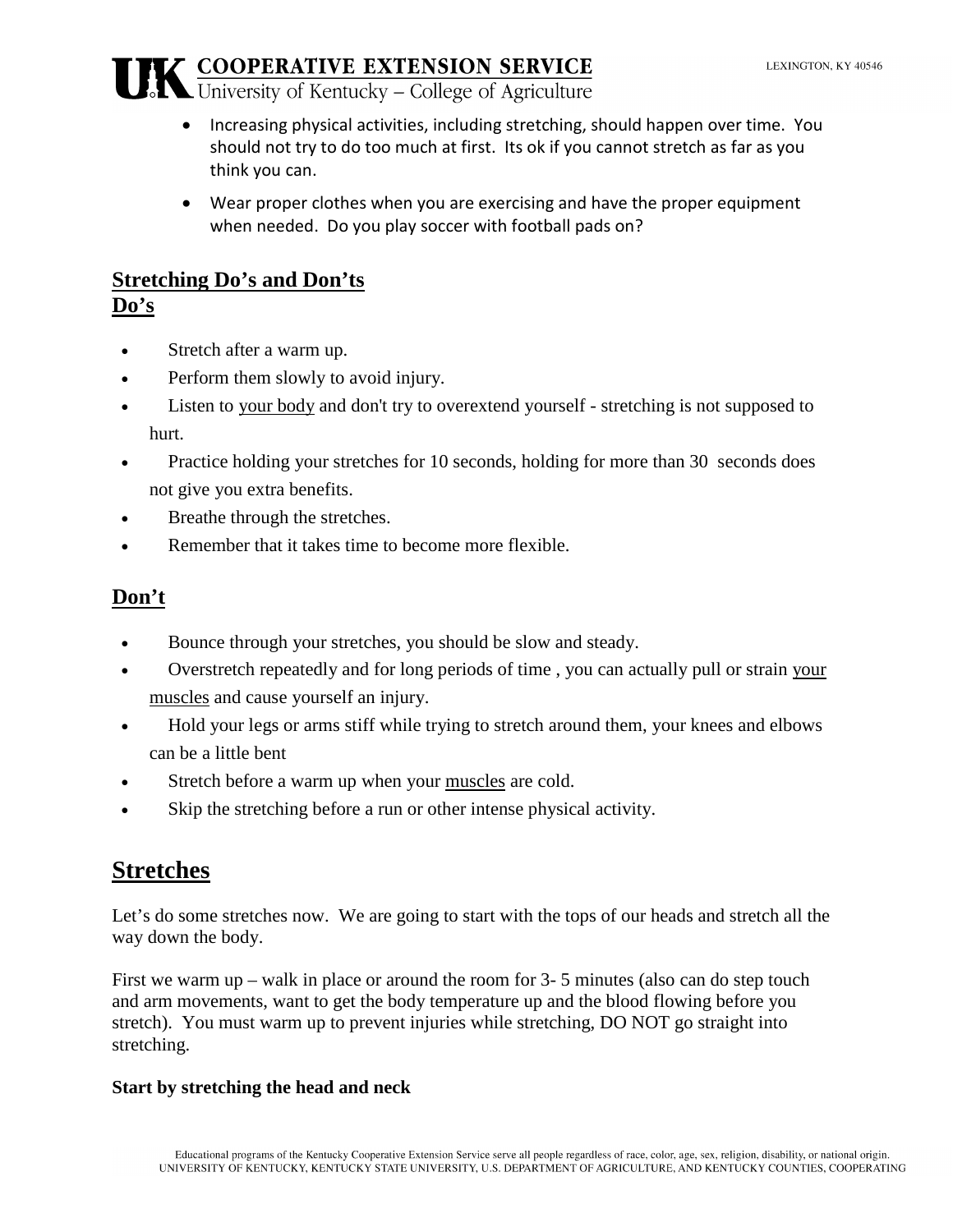- Increasing physical activities, including stretching, should happen over time. You should not try to do too much at first. Its ok if you cannot stretch as far as you think you can.
- Wear proper clothes when you are exercising and have the proper equipment when needed. Do you play soccer with football pads on?

## Stretching Do's and Don'ts

### Do's

- Stretch after a warm up.
- Perform them slowly to avoid injury.
- Listen to your body and don't try to overextend yourself - stretching is not supposed to hurt.
- Practice holding your stretches for 10 seconds, holding for more than 30 seconds does not give you extra benefits.
- Breathe through the stretches.
- Remember that it takes time to become more flexible.

### Don't

- Bounce through your stretches, you should be slow and steady.
- Overstretch repeatedly and for long periods of time , you can actually pull or strain your muscles and cause yourself an injury.
- Hold your legs or arms stiff while trying to stretch around them, your knees and elbows can be a little bent
- Stretch before a warm up when your muscles are cold.
- Skip the stretching before a run or other intense physical activity.

## Stretches

Let's do some stretches now. We are going to start with the tops of our heads and stretch all the way down the body.

First we warm up – walk in place or around the room for 3- 5 minutes (also can do step touch and arm movements, want to get the body temperature up and the blood flowing before you stretch). You must warm up to prevent injuries while stretching, DO NOT go straight into stretching.

**Start by stretching the head and neck**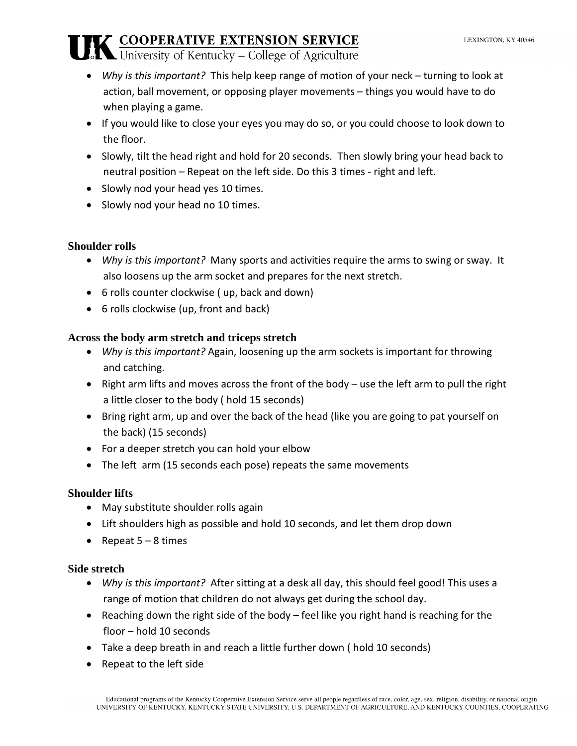- *Why is this important?* This help keep range of motion of your neck – turning to look at action, ball movement, or opposing player movements – things you would have to do when playing a game.
- If you would like to close your eyes you may do so, or you could choose to look down to the floor.
- Slowly, tilt the head right and hold for 20 seconds. Then slowly bring your head back to neutral position – Repeat on the left side. Do this 3 times - right and left.
- Slowly nod your head yes 10 times.
- Slowly nod your head no 10 times.

### Shoulder rolls

- *Why is this important?* Many sports and activities require the arms to swing or sway. It also loosens up the arm socket and prepares for the next stretch.
- 6 rolls counter clockwise ( up, back and down)
- 6 rolls clockwise (up, front and back)

### Across the body arm stretch and triceps stretch

- *Why is this important?* Again, loosening up the arm sockets is important for throwing and catching.
- Right arm lifts and moves across the front of the body – use the left arm to pull the right a little closer to the body ( hold 15 seconds)
- Bring right arm, up and over the back of the head (like you are going to pat yourself on the back) (15 seconds)
- For a deeper stretch you can hold your elbow
- The left arm (15 seconds each pose) repeats the same movements

### Shoulder lifts

- May substitute shoulder rolls again
- Lift shoulders high as possible and hold 10 seconds, and let them drop down
- Repeat 5 – 8 times

### Side stretch

- *Why is this important?* After sitting at a desk all day, this should feel good! This uses a range of motion that children do not always get during the school day.
- Reaching down the right side of the body – feel like you right hand is reaching for the floor – hold 10 seconds
- Take a deep breath in and reach a little further down ( hold 10 seconds)
- Repeat to the left side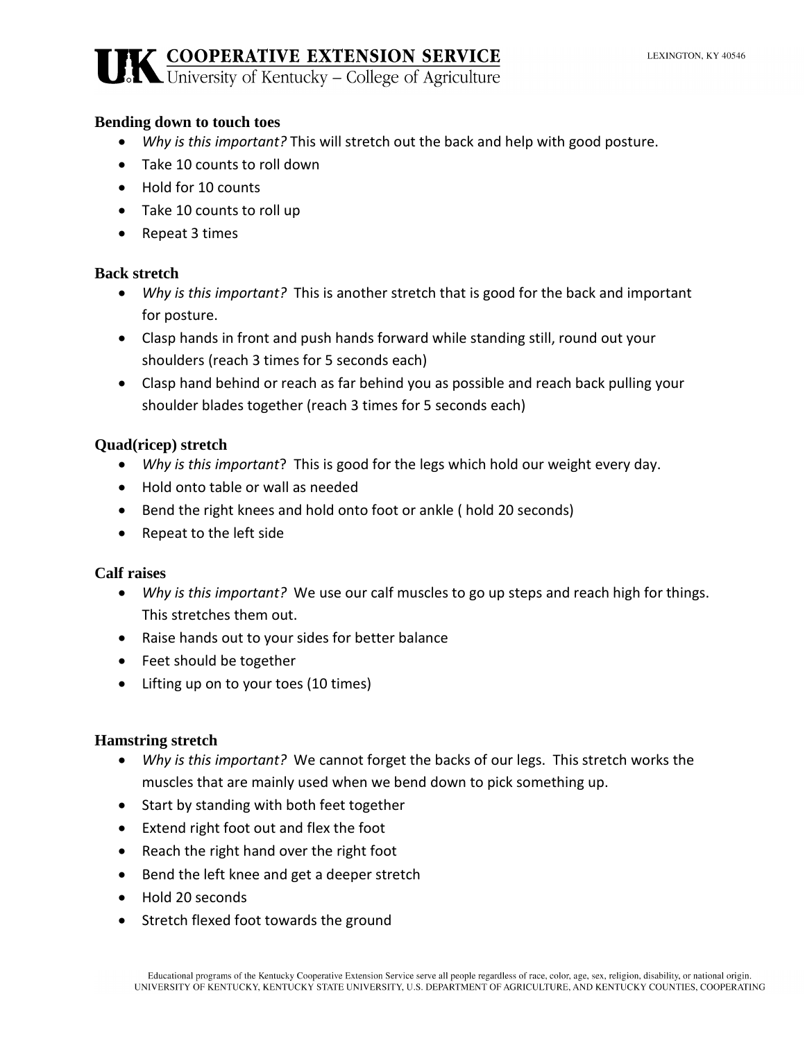### Bending down to touch toes

- *Why is this important?* This will stretch out the back and help with good posture.
- Take 10 counts to roll down
- Hold for 10 counts
- Take 10 counts to roll up
- Repeat 3 times

### Back stretch

- *Why is this important?* This is another stretch that is good for the back and important for posture.
- Clasp hands in front and push hands forward while standing still, round out your shoulders (reach 3 times for 5 seconds each)
- Clasp hand behind or reach as far behind you as possible and reach back pulling your shoulder blades together (reach 3 times for 5 seconds each)

### Quad(ricep) stretch

- *Why is this important*? This is good for the legs which hold our weight every day.
- Hold onto table or wall as needed
- Bend the right knees and hold onto foot or ankle ( hold 20 seconds)
- Repeat to the left side

### Calf raises

- *Why is this important?* We use our calf muscles to go up steps and reach high for things. This stretches them out.
- Raise hands out to your sides for better balance
- Feet should be together
- Lifting up on to your toes (10 times)

### Hamstring stretch

- *Why is this important?* We cannot forget the backs of our legs. This stretch works the muscles that are mainly used when we bend down to pick something up.
- Start by standing with both feet together
- Extend right foot out and flex the foot
- Reach the right hand over the right foot
- Bend the left knee and get a deeper stretch
- Hold 20 seconds
- Stretch flexed foot towards the ground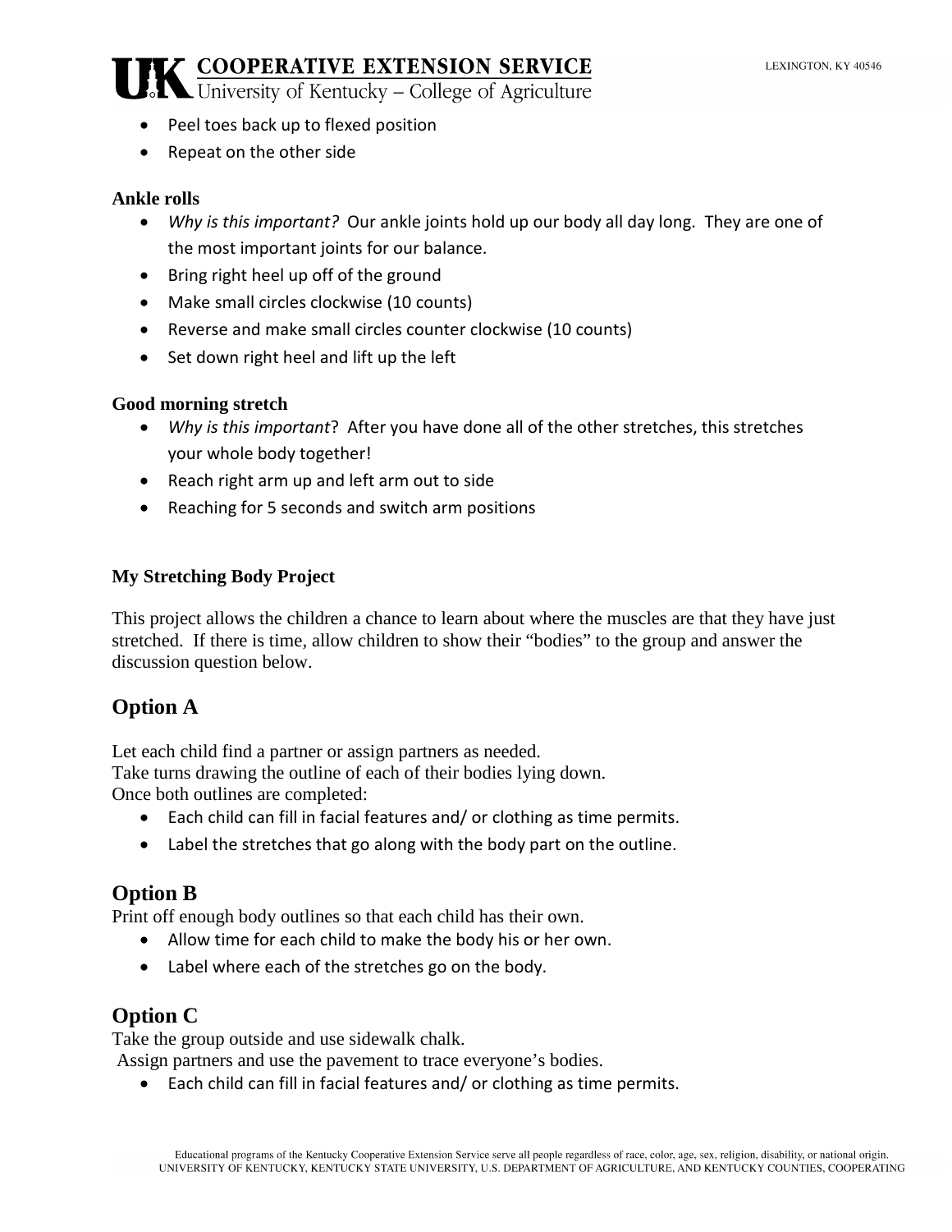- Peel toes back up to flexed position
- Repeat on the other side

**Ankle rolls**

- *Why is this important?* Our ankle joints hold up our body all day long. They are one of the most important joints for our balance.
- Bring right heel up off of the ground
- Make small circles clockwise (10 counts)
- Reverse and make small circles counter clockwise (10 counts)
- Set down right heel and lift up the left

**Good morning stretch**

- *Why is this important*? After you have done all of the other stretches, this stretches your whole body together!
- Reach right arm up and left arm out to side
- Reaching for 5 seconds and switch arm positions

**My Stretching Body Project**

This project allows the children a chance to learn about where the muscles are that they have just stretched. If there is time, allow children to show their "bodies" to the group and answer the discussion question below.

## Option A

Let each child find a partner or assign partners as needed.
Take turns drawing the outline of each of their bodies lying down.
Once both outlines are completed:

- Each child can fill in facial features and/ or clothing as time permits.
- Label the stretches that go along with the body part on the outline.

## Option B

Print off enough body outlines so that each child has their own.

- Allow time for each child to make the body his or her own.
- Label where each of the stretches go on the body.

## Option C

Take the group outside and use sidewalk chalk.
Assign partners and use the pavement to trace everyone's bodies.

- Each child can fill in facial features and/ or clothing as time permits.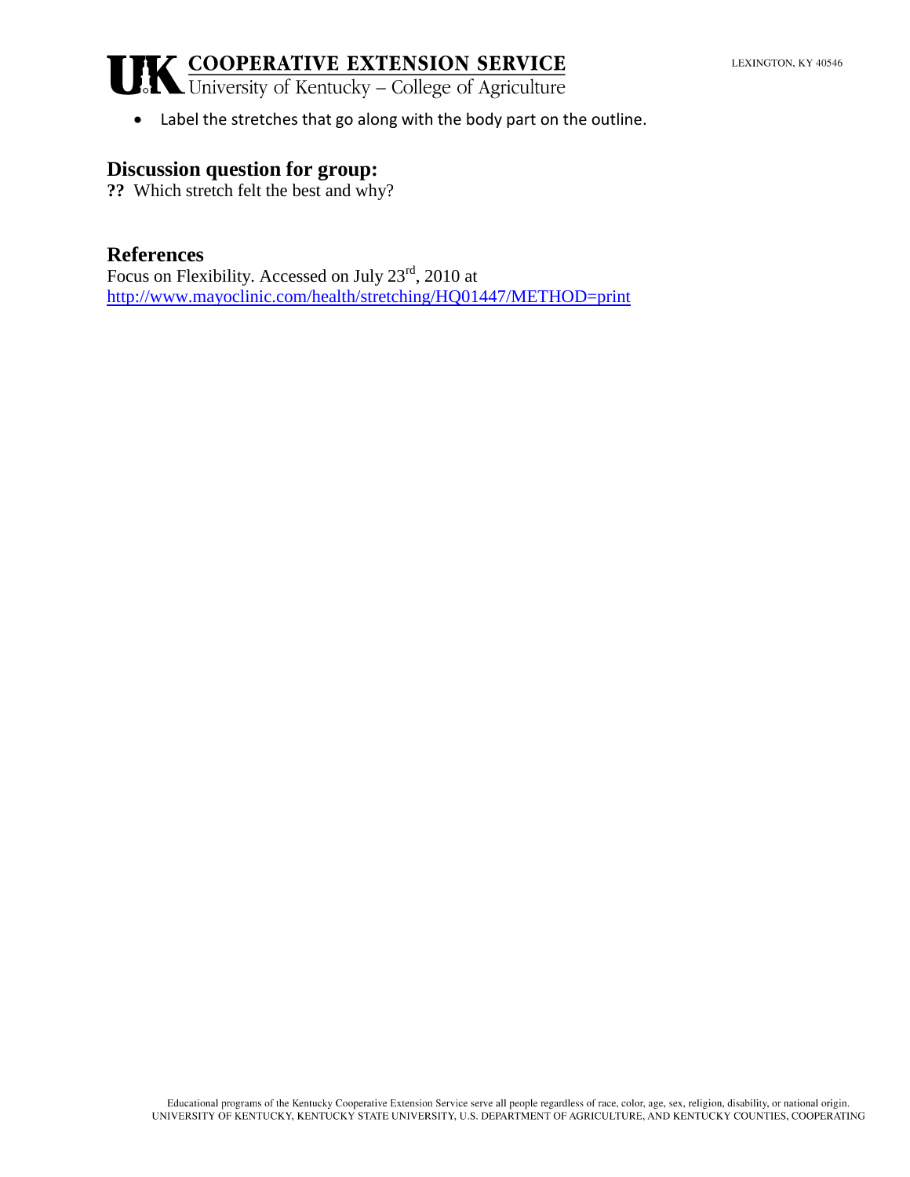- Label the stretches that go along with the body part on the outline.

## Discussion question for group:

**??** Which stretch felt the best and why?

## References

Focus on Flexibility. Accessed on July 23rd, 2010 at http://www.mayoclinic.com/health/stretching/HQ01447/METHOD=print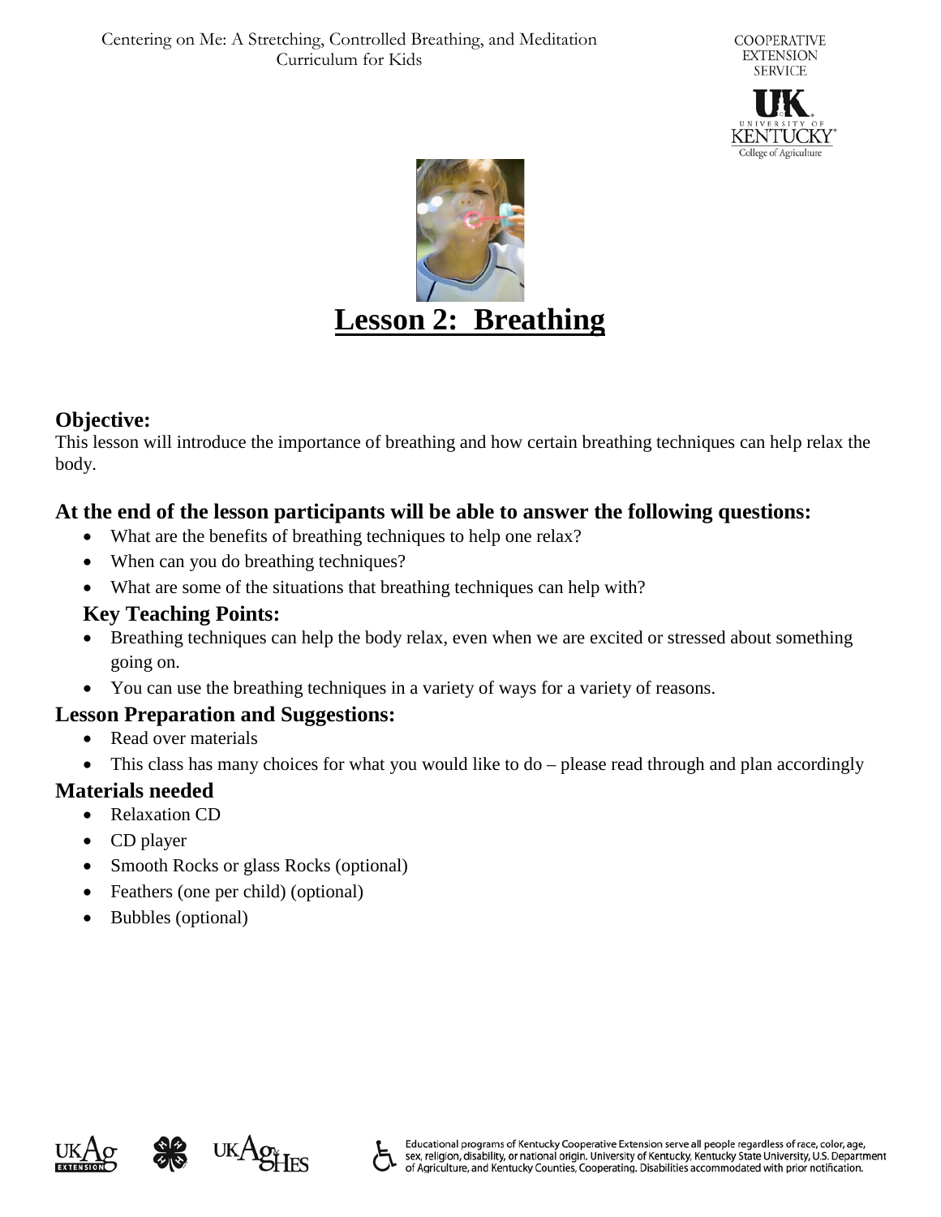# Lesson 2: Breathing

## Objective:

This lesson will introduce the importance of breathing and how certain breathing techniques can help relax the body.

## At the end of the lesson participants will be able to answer the following questions:

- What are the benefits of breathing techniques to help one relax?
- When can you do breathing techniques?
- What are some of the situations that breathing techniques can help with?

### Key Teaching Points:

- Breathing techniques can help the body relax, even when we are excited or stressed about something going on.
- You can use the breathing techniques in a variety of ways for a variety of reasons.

## Lesson Preparation and Suggestions:

- Read over materials
- This class has many choices for what you would like to do – please read through and plan accordingly

## Materials needed

- Relaxation CD
- CD player
- Smooth Rocks or glass Rocks (optional)
- Feathers (one per child) (optional)
- Bubbles (optional)

Educational programs of Kentucky Cooperative Extension serve all people regardless of race, color, age, sex, religion, disability, or national origin. University of Kentucky, Kentucky State University, U.S. Department of Agriculture, and Kentucky Counties, Cooperating. Disabilities accommodated with prior notification.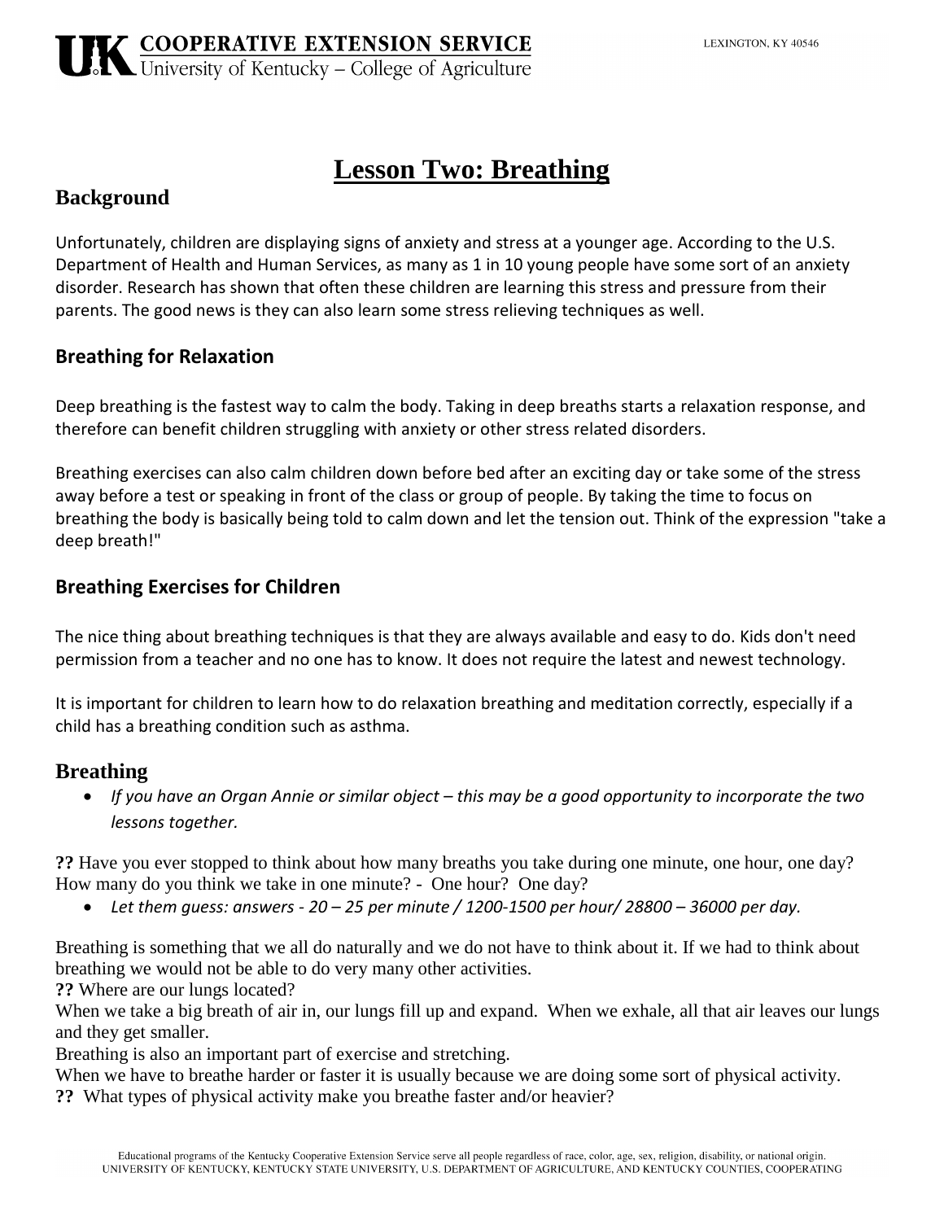# Lesson Two: Breathing

## Background

Unfortunately, children are displaying signs of anxiety and stress at a younger age. According to the U.S. Department of Health and Human Services, as many as 1 in 10 young people have some sort of an anxiety disorder. Research has shown that often these children are learning this stress and pressure from their parents. The good news is they can also learn some stress relieving techniques as well.

### Breathing for Relaxation

Deep breathing is the fastest way to calm the body. Taking in deep breaths starts a relaxation response, and therefore can benefit children struggling with anxiety or other stress related disorders.

Breathing exercises can also calm children down before bed after an exciting day or take some of the stress away before a test or speaking in front of the class or group of people. By taking the time to focus on breathing the body is basically being told to calm down and let the tension out. Think of the expression "take a deep breath!"

### Breathing Exercises for Children

The nice thing about breathing techniques is that they are always available and easy to do. Kids don't need permission from a teacher and no one has to know. It does not require the latest and newest technology.

It is important for children to learn how to do relaxation breathing and meditation correctly, especially if a child has a breathing condition such as asthma.

## Breathing

- *If you have an Organ Annie or similar object – this may be a good opportunity to incorporate the two lessons together.*

**??** Have you ever stopped to think about how many breaths you take during one minute, one hour, one day? How many do you think we take in one minute? - One hour? One day?

- *Let them guess: answers - 20 – 25 per minute / 1200-1500 per hour/ 28800 – 36000 per day.*

Breathing is something that we all do naturally and we do not have to think about it. If we had to think about breathing we would not be able to do very many other activities.

**??** Where are our lungs located?

When we take a big breath of air in, our lungs fill up and expand. When we exhale, all that air leaves our lungs and they get smaller.

Breathing is also an important part of exercise and stretching.

When we have to breathe harder or faster it is usually because we are doing some sort of physical activity.

**??** What types of physical activity make you breathe faster and/or heavier?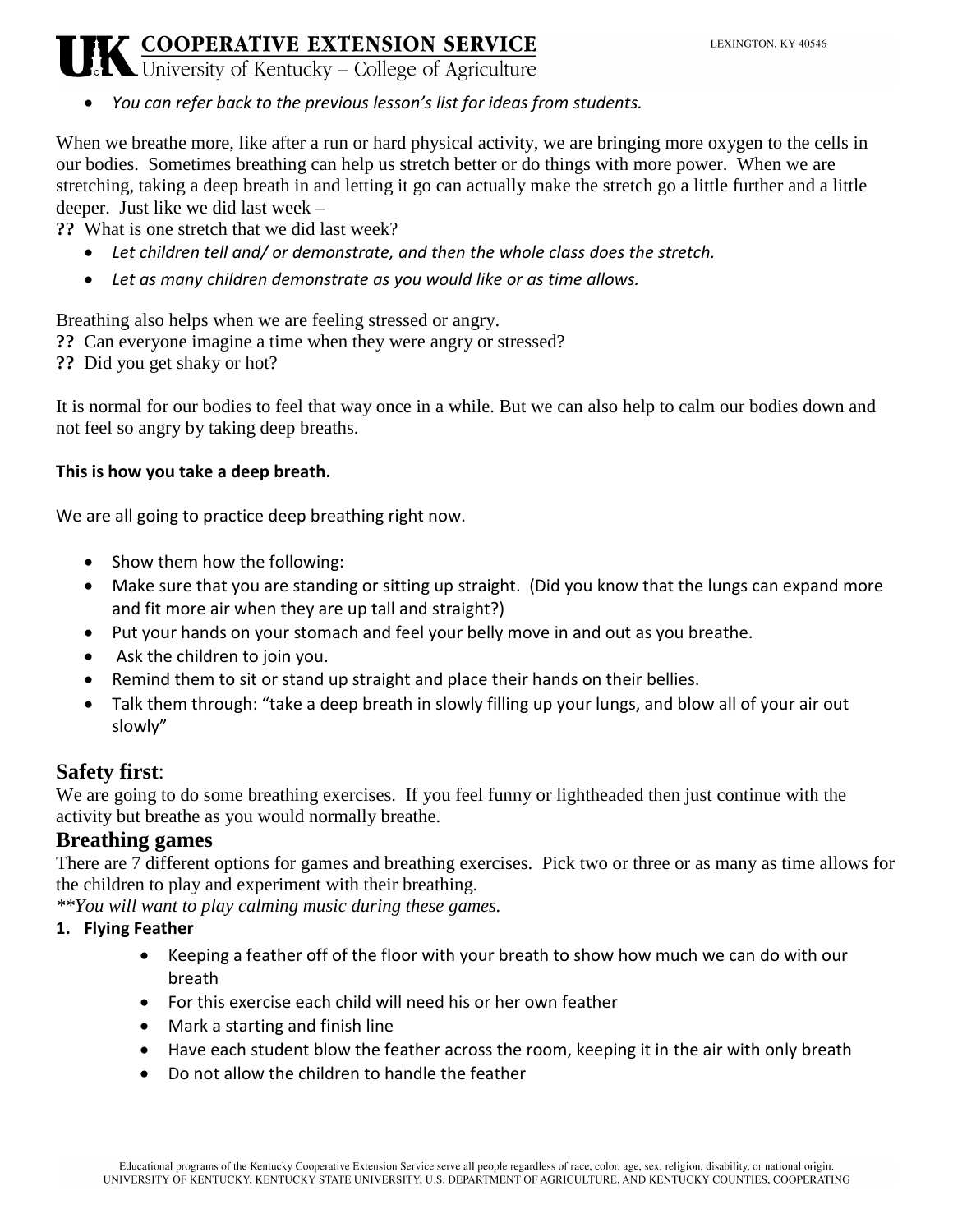- *You can refer back to the previous lesson's list for ideas from students.*

When we breathe more, like after a run or hard physical activity, we are bringing more oxygen to the cells in our bodies. Sometimes breathing can help us stretch better or do things with more power. When we are stretching, taking a deep breath in and letting it go can actually make the stretch go a little further and a little deeper. Just like we did last week –

**??** What is one stretch that we did last week?

- *Let children tell and/ or demonstrate, and then the whole class does the stretch.*
- *Let as many children demonstrate as you would like or as time allows.*

Breathing also helps when we are feeling stressed or angry.

**??** Can everyone imagine a time when they were angry or stressed?

**??** Did you get shaky or hot?

It is normal for our bodies to feel that way once in a while. But we can also help to calm our bodies down and not feel so angry by taking deep breaths.

**This is how you take a deep breath.**

We are all going to practice deep breathing right now.

- Show them how the following:
- Make sure that you are standing or sitting up straight. (Did you know that the lungs can expand more and fit more air when they are up tall and straight?)
- Put your hands on your stomach and feel your belly move in and out as you breathe.
- Ask the children to join you.
- Remind them to sit or stand up straight and place their hands on their bellies.
- Talk them through: "take a deep breath in slowly filling up your lungs, and blow all of your air out slowly"

## Safety first:

We are going to do some breathing exercises. If you feel funny or lightheaded then just continue with the activity but breathe as you would normally breathe.

## Breathing games

There are 7 different options for games and breathing exercises. Pick two or three or as many as time allows for the children to play and experiment with their breathing.

*\*\*You will want to play calming music during these games.*

**1. Flying Feather**

- Keeping a feather off of the floor with your breath to show how much we can do with our breath
- For this exercise each child will need his or her own feather
- Mark a starting and finish line
- Have each student blow the feather across the room, keeping it in the air with only breath
- Do not allow the children to handle the feather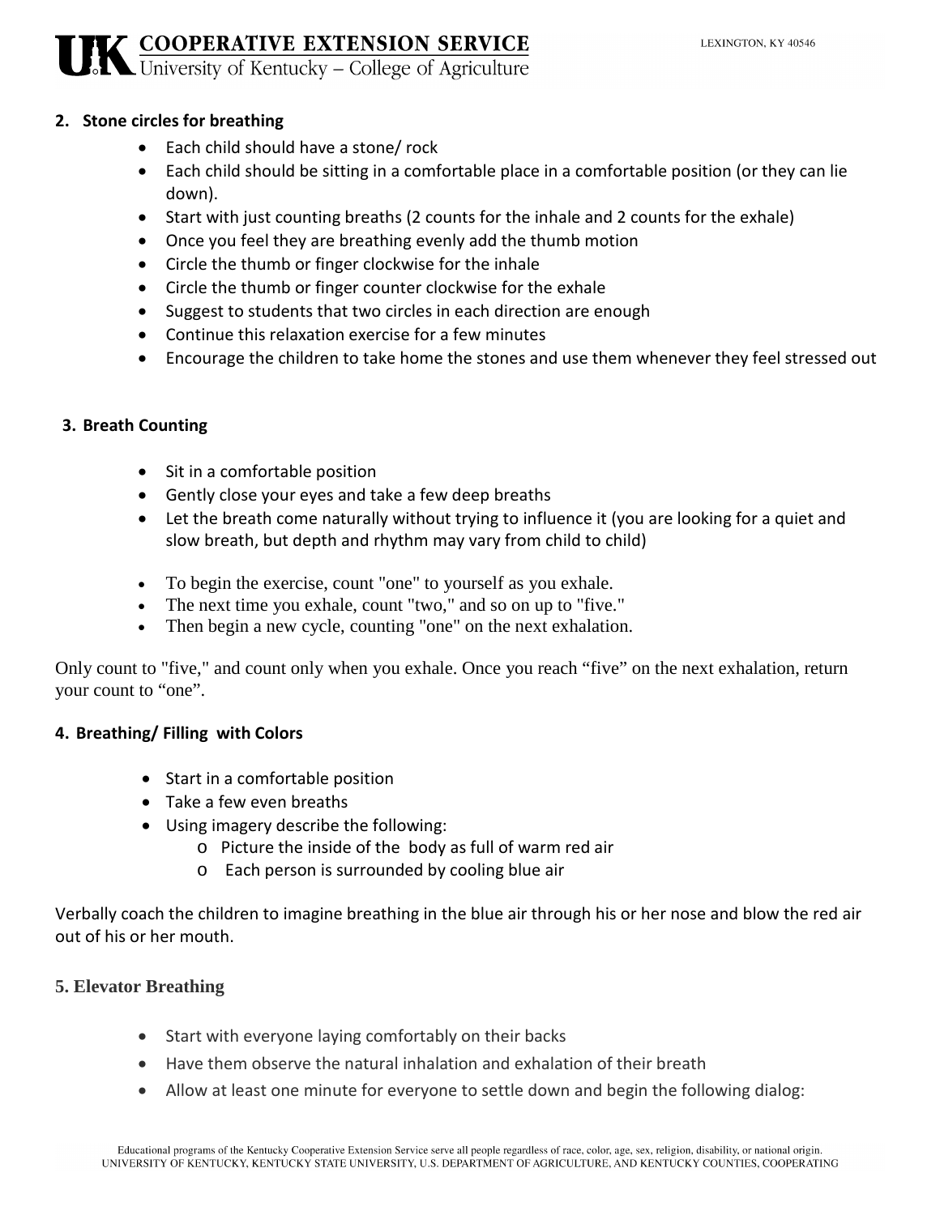**2. Stone circles for breathing**

- Each child should have a stone/ rock
- Each child should be sitting in a comfortable place in a comfortable position (or they can lie down).
- Start with just counting breaths (2 counts for the inhale and 2 counts for the exhale)
- Once you feel they are breathing evenly add the thumb motion
- Circle the thumb or finger clockwise for the inhale
- Circle the thumb or finger counter clockwise for the exhale
- Suggest to students that two circles in each direction are enough
- Continue this relaxation exercise for a few minutes
- Encourage the children to take home the stones and use them whenever they feel stressed out

**3. Breath Counting**

- Sit in a comfortable position
- Gently close your eyes and take a few deep breaths
- Let the breath come naturally without trying to influence it (you are looking for a quiet and slow breath, but depth and rhythm may vary from child to child)

- To begin the exercise, count "one" to yourself as you exhale.
- The next time you exhale, count "two," and so on up to "five."
- Then begin a new cycle, counting "one" on the next exhalation.

Only count to "five," and count only when you exhale. Once you reach "five" on the next exhalation, return your count to "one".

**4. Breathing/ Filling with Colors**

- Start in a comfortable position
- Take a few even breaths
- Using imagery describe the following:
  - Picture the inside of the body as full of warm red air
  - Each person is surrounded by cooling blue air

Verbally coach the children to imagine breathing in the blue air through his or her nose and blow the red air out of his or her mouth.

**5. Elevator Breathing**

- Start with everyone laying comfortably on their backs
- Have them observe the natural inhalation and exhalation of their breath
- Allow at least one minute for everyone to settle down and begin the following dialog: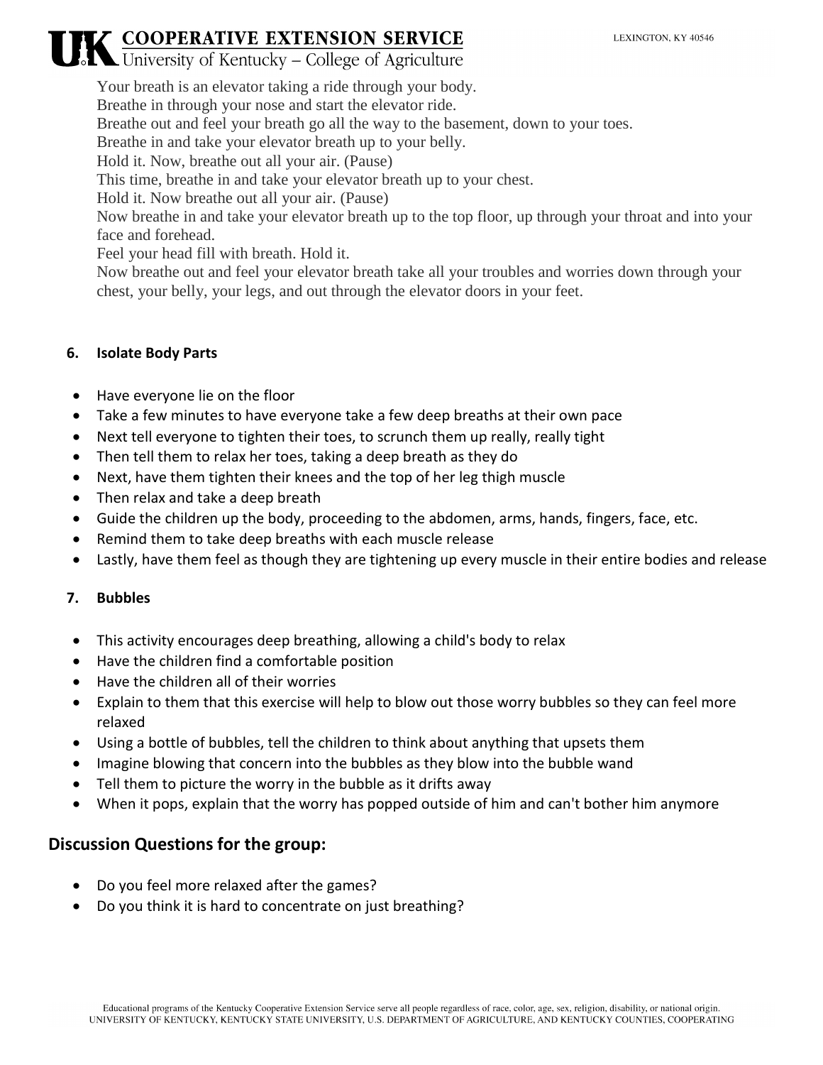Your breath is an elevator taking a ride through your body.
Breathe in through your nose and start the elevator ride.
Breathe out and feel your breath go all the way to the basement, down to your toes.
Breathe in and take your elevator breath up to your belly.
Hold it. Now, breathe out all your air. (Pause)
This time, breathe in and take your elevator breath up to your chest.
Hold it. Now breathe out all your air. (Pause)
Now breathe in and take your elevator breath up to the top floor, up through your throat and into your face and forehead.
Feel your head fill with breath. Hold it.
Now breathe out and feel your elevator breath take all your troubles and worries down through your chest, your belly, your legs, and out through the elevator doors in your feet.

### 6. Isolate Body Parts

- Have everyone lie on the floor
- Take a few minutes to have everyone take a few deep breaths at their own pace
- Next tell everyone to tighten their toes, to scrunch them up really, really tight
- Then tell them to relax her toes, taking a deep breath as they do
- Next, have them tighten their knees and the top of her leg thigh muscle
- Then relax and take a deep breath
- Guide the children up the body, proceeding to the abdomen, arms, hands, fingers, face, etc.
- Remind them to take deep breaths with each muscle release
- Lastly, have them feel as though they are tightening up every muscle in their entire bodies and release

### 7. Bubbles

- This activity encourages deep breathing, allowing a child's body to relax
- Have the children find a comfortable position
- Have the children all of their worries
- Explain to them that this exercise will help to blow out those worry bubbles so they can feel more relaxed
- Using a bottle of bubbles, tell the children to think about anything that upsets them
- Imagine blowing that concern into the bubbles as they blow into the bubble wand
- Tell them to picture the worry in the bubble as it drifts away
- When it pops, explain that the worry has popped outside of him and can't bother him anymore

## Discussion Questions for the group:

- Do you feel more relaxed after the games?
- Do you think it is hard to concentrate on just breathing?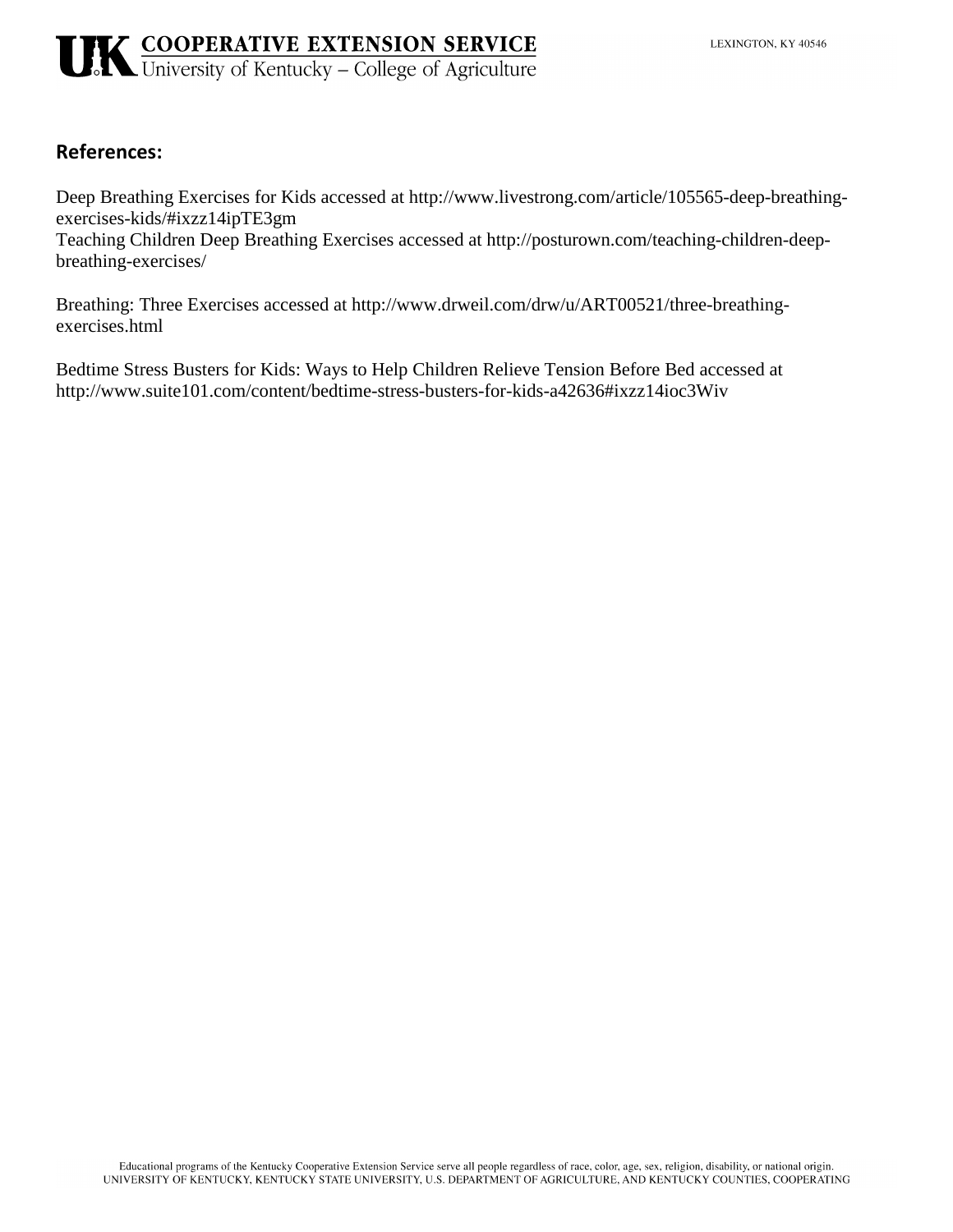## References:

Deep Breathing Exercises for Kids accessed at http://www.livestrong.com/article/105565-deep-breathing-exercises-kids/#ixzz14ipTE3gm
Teaching Children Deep Breathing Exercises accessed at http://posturown.com/teaching-children-deep-breathing-exercises/

Breathing: Three Exercises accessed at http://www.drweil.com/drw/u/ART00521/three-breathing-exercises.html

Bedtime Stress Busters for Kids: Ways to Help Children Relieve Tension Before Bed accessed at http://www.suite101.com/content/bedtime-stress-busters-for-kids-a42636#ixzz14ioc3Wiv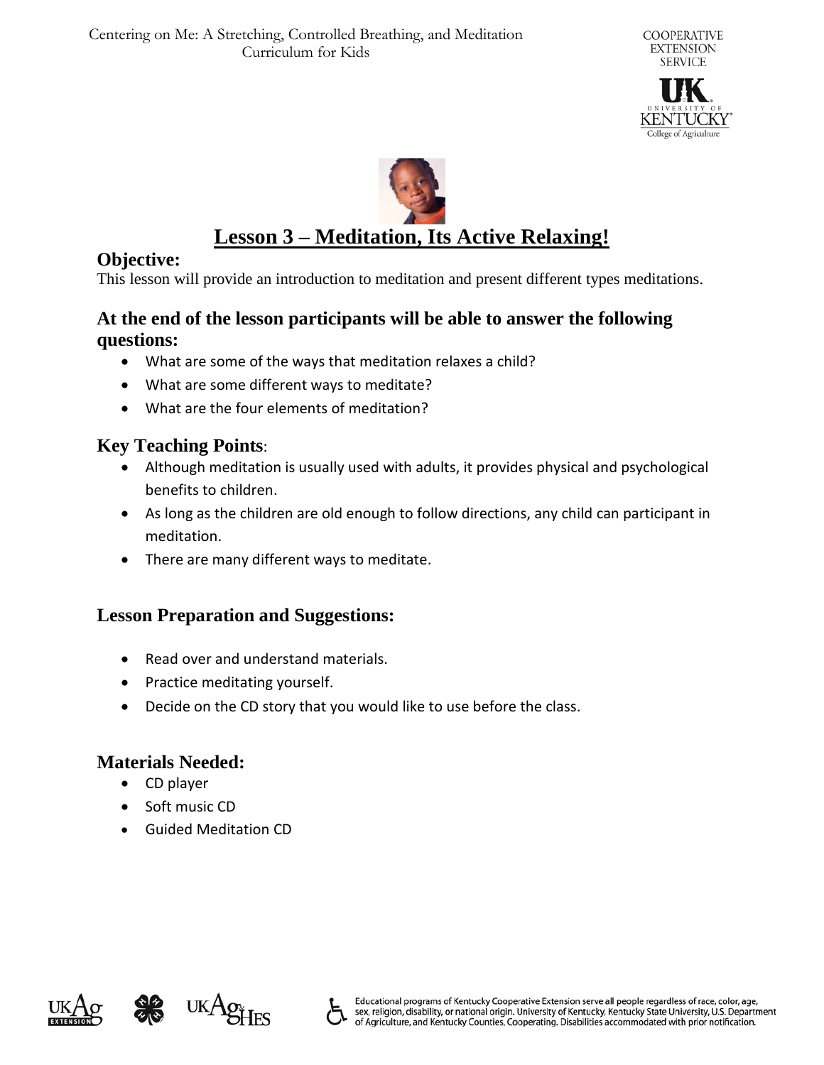# Lesson 3 – Meditation, Its Active Relaxing!

## Objective:

This lesson will provide an introduction to meditation and present different types meditations.

## At the end of the lesson participants will be able to answer the following questions:

- What are some of the ways that meditation relaxes a child?
- What are some different ways to meditate?
- What are the four elements of meditation?

## Key Teaching Points:

- Although meditation is usually used with adults, it provides physical and psychological benefits to children.
- As long as the children are old enough to follow directions, any child can participant in meditation.
- There are many different ways to meditate.

## Lesson Preparation and Suggestions:

- Read over and understand materials.
- Practice meditating yourself.
- Decide on the CD story that you would like to use before the class.

## Materials Needed:

- CD player
- Soft music CD
- Guided Meditation CD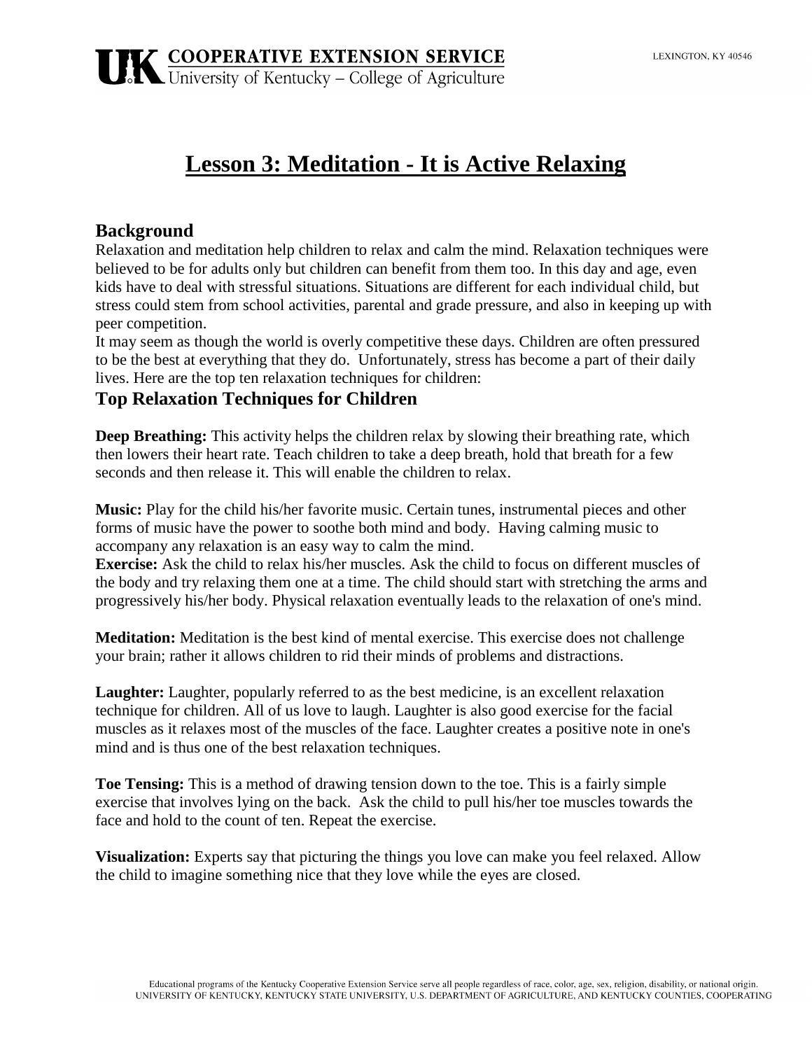# Lesson 3: Meditation - It is Active Relaxing

## Background

Relaxation and meditation help children to relax and calm the mind. Relaxation techniques were believed to be for adults only but children can benefit from them too. In this day and age, even kids have to deal with stressful situations. Situations are different for each individual child, but stress could stem from school activities, parental and grade pressure, and also in keeping up with peer competition.

It may seem as though the world is overly competitive these days. Children are often pressured to be the best at everything that they do. Unfortunately, stress has become a part of their daily lives. Here are the top ten relaxation techniques for children:

## Top Relaxation Techniques for Children

**Deep Breathing:** This activity helps the children relax by slowing their breathing rate, which then lowers their heart rate. Teach children to take a deep breath, hold that breath for a few seconds and then release it. This will enable the children to relax.

**Music:** Play for the child his/her favorite music. Certain tunes, instrumental pieces and other forms of music have the power to soothe both mind and body. Having calming music to accompany any relaxation is an easy way to calm the mind.

**Exercise:** Ask the child to relax his/her muscles. Ask the child to focus on different muscles of the body and try relaxing them one at a time. The child should start with stretching the arms and progressively his/her body. Physical relaxation eventually leads to the relaxation of one's mind.

**Meditation:** Meditation is the best kind of mental exercise. This exercise does not challenge your brain; rather it allows children to rid their minds of problems and distractions.

**Laughter:** Laughter, popularly referred to as the best medicine, is an excellent relaxation technique for children. All of us love to laugh. Laughter is also good exercise for the facial muscles as it relaxes most of the muscles of the face. Laughter creates a positive note in one's mind and is thus one of the best relaxation techniques.

**Toe Tensing:** This is a method of drawing tension down to the toe. This is a fairly simple exercise that involves lying on the back. Ask the child to pull his/her toe muscles towards the face and hold to the count of ten. Repeat the exercise.

**Visualization:** Experts say that picturing the things you love can make you feel relaxed. Allow the child to imagine something nice that they love while the eyes are closed.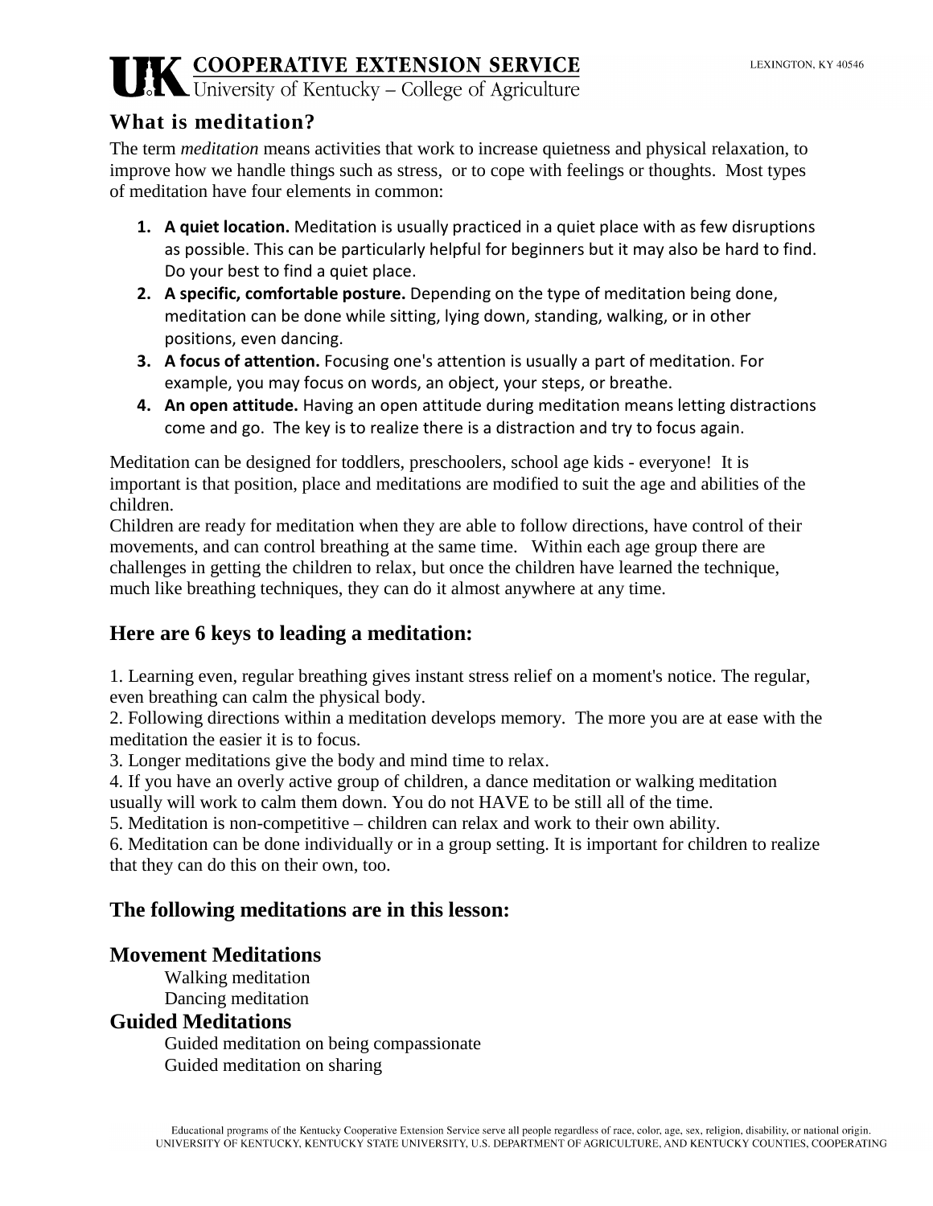# What is meditation?

The term *meditation* means activities that work to increase quietness and physical relaxation, to improve how we handle things such as stress, or to cope with feelings or thoughts. Most types of meditation have four elements in common:

1. **A quiet location.** Meditation is usually practiced in a quiet place with as few disruptions as possible. This can be particularly helpful for beginners but it may also be hard to find. Do your best to find a quiet place.
2. **A specific, comfortable posture.** Depending on the type of meditation being done, meditation can be done while sitting, lying down, standing, walking, or in other positions, even dancing.
3. **A focus of attention.** Focusing one's attention is usually a part of meditation. For example, you may focus on words, an object, your steps, or breathe.
4. **An open attitude.** Having an open attitude during meditation means letting distractions come and go. The key is to realize there is a distraction and try to focus again.

Meditation can be designed for toddlers, preschoolers, school age kids - everyone! It is important is that position, place and meditations are modified to suit the age and abilities of the children.

Children are ready for meditation when they are able to follow directions, have control of their movements, and can control breathing at the same time. Within each age group there are challenges in getting the children to relax, but once the children have learned the technique, much like breathing techniques, they can do it almost anywhere at any time.

## Here are 6 keys to leading a meditation:

1. Learning even, regular breathing gives instant stress relief on a moment's notice. The regular, even breathing can calm the physical body.
2. Following directions within a meditation develops memory. The more you are at ease with the meditation the easier it is to focus.
3. Longer meditations give the body and mind time to relax.
4. If you have an overly active group of children, a dance meditation or walking meditation usually will work to calm them down. You do not HAVE to be still all of the time.
5. Meditation is non-competitive – children can relax and work to their own ability.
6. Meditation can be done individually or in a group setting. It is important for children to realize that they can do this on their own, too.

## The following meditations are in this lesson:

### Movement Meditations

- Walking meditation
- Dancing meditation

### Guided Meditations

- Guided meditation on being compassionate
- Guided meditation on sharing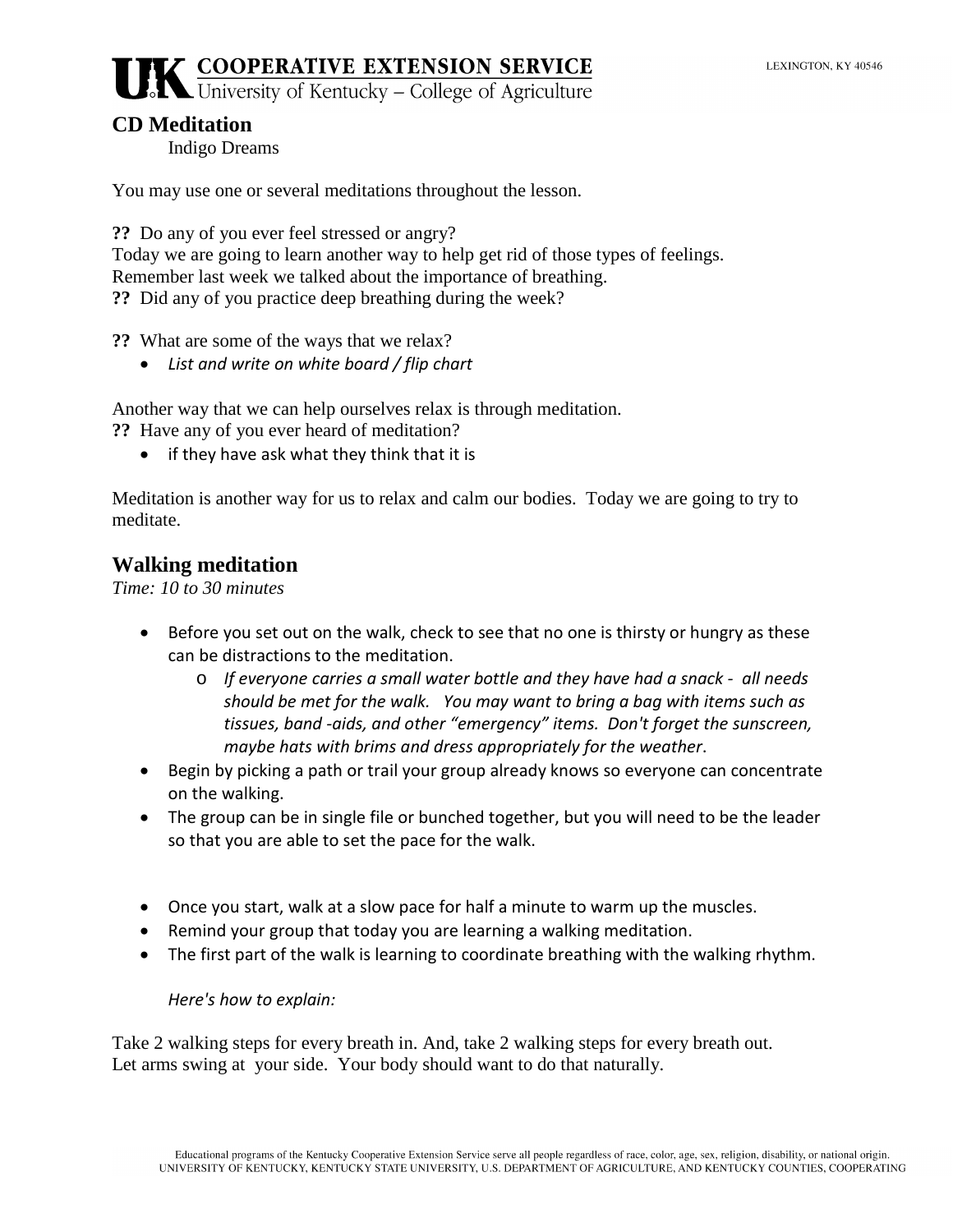## CD Meditation

Indigo Dreams

You may use one or several meditations throughout the lesson.

**??** Do any of you ever feel stressed or angry?
Today we are going to learn another way to help get rid of those types of feelings.
Remember last week we talked about the importance of breathing.
**??** Did any of you practice deep breathing during the week?

**??** What are some of the ways that we relax?

- *List and write on white board / flip chart*

Another way that we can help ourselves relax is through meditation.
**??** Have any of you ever heard of meditation?

- if they have ask what they think that it is

Meditation is another way for us to relax and calm our bodies. Today we are going to try to meditate.

## Walking meditation

*Time: 10 to 30 minutes*

- Before you set out on the walk, check to see that no one is thirsty or hungry as these can be distractions to the meditation.
    - *If everyone carries a small water bottle and they have had a snack - all needs should be met for the walk. You may want to bring a bag with items such as tissues, band -aids, and other "emergency" items. Don't forget the sunscreen, maybe hats with brims and dress appropriately for the weather*.
- Begin by picking a path or trail your group already knows so everyone can concentrate on the walking.
- The group can be in single file or bunched together, but you will need to be the leader so that you are able to set the pace for the walk.

- Once you start, walk at a slow pace for half a minute to warm up the muscles.
- Remind your group that today you are learning a walking meditation.
- The first part of the walk is learning to coordinate breathing with the walking rhythm.

  *Here's how to explain:*

Take 2 walking steps for every breath in. And, take 2 walking steps for every breath out.
Let arms swing at your side. Your body should want to do that naturally.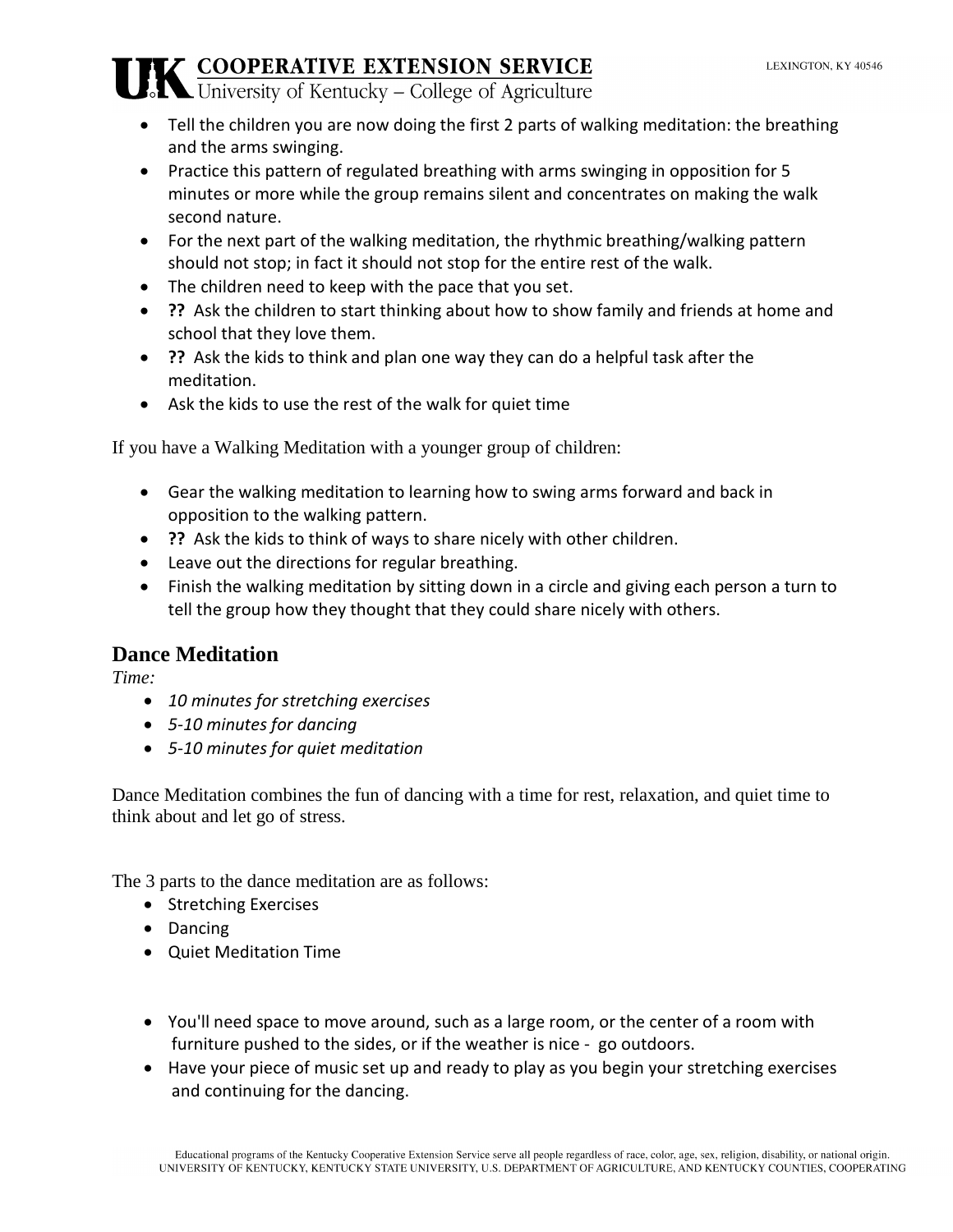- Tell the children you are now doing the first 2 parts of walking meditation: the breathing and the arms swinging.
- Practice this pattern of regulated breathing with arms swinging in opposition for 5 minutes or more while the group remains silent and concentrates on making the walk second nature.
- For the next part of the walking meditation, the rhythmic breathing/walking pattern should not stop; in fact it should not stop for the entire rest of the walk.
- The children need to keep with the pace that you set.
- **??** Ask the children to start thinking about how to show family and friends at home and school that they love them.
- **??** Ask the kids to think and plan one way they can do a helpful task after the meditation.
- Ask the kids to use the rest of the walk for quiet time

If you have a Walking Meditation with a younger group of children:

- Gear the walking meditation to learning how to swing arms forward and back in opposition to the walking pattern.
- **??** Ask the kids to think of ways to share nicely with other children.
- Leave out the directions for regular breathing.
- Finish the walking meditation by sitting down in a circle and giving each person a turn to tell the group how they thought that they could share nicely with others.

## Dance Meditation

*Time:*

- *10 minutes for stretching exercises*
- *5-10 minutes for dancing*
- *5-10 minutes for quiet meditation*

Dance Meditation combines the fun of dancing with a time for rest, relaxation, and quiet time to think about and let go of stress.

The 3 parts to the dance meditation are as follows:

- Stretching Exercises
- Dancing
- Quiet Meditation Time

- You'll need space to move around, such as a large room, or the center of a room with furniture pushed to the sides, or if the weather is nice - go outdoors.
- Have your piece of music set up and ready to play as you begin your stretching exercises and continuing for the dancing.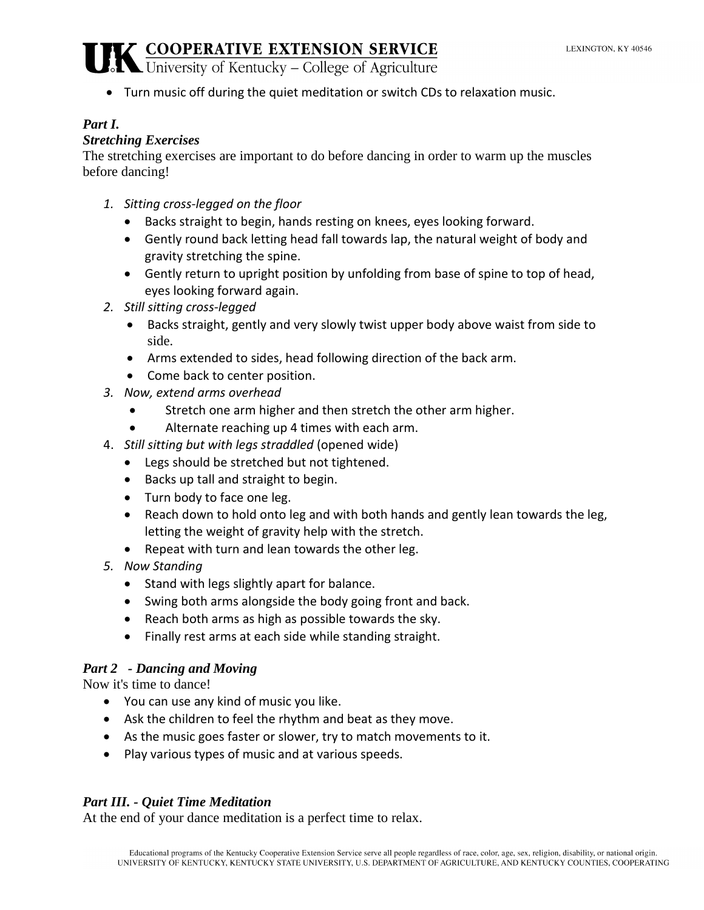- Turn music off during the quiet meditation or switch CDs to relaxation music.

### *Part I.*
### *Stretching Exercises*

The stretching exercises are important to do before dancing in order to warm up the muscles before dancing!

1. *Sitting cross-legged on the floor*
   - Backs straight to begin, hands resting on knees, eyes looking forward.
   - Gently round back letting head fall towards lap, the natural weight of body and gravity stretching the spine.
   - Gently return to upright position by unfolding from base of spine to top of head, eyes looking forward again.
2. *Still sitting cross-legged*
   - Backs straight, gently and very slowly twist upper body above waist from side to side.
   - Arms extended to sides, head following direction of the back arm.
   - Come back to center position.
3. *Now, extend arms overhead*
   - Stretch one arm higher and then stretch the other arm higher.
   - Alternate reaching up 4 times with each arm.
4. *Still sitting but with legs straddled* (opened wide)
   - Legs should be stretched but not tightened.
   - Backs up tall and straight to begin.
   - Turn body to face one leg.
   - Reach down to hold onto leg and with both hands and gently lean towards the leg, letting the weight of gravity help with the stretch.
   - Repeat with turn and lean towards the other leg.
5. *Now Standing*
   - Stand with legs slightly apart for balance.
   - Swing both arms alongside the body going front and back.
   - Reach both arms as high as possible towards the sky.
   - Finally rest arms at each side while standing straight.

### *Part 2 - Dancing and Moving*

Now it's time to dance!

- You can use any kind of music you like.
- Ask the children to feel the rhythm and beat as they move.
- As the music goes faster or slower, try to match movements to it.
- Play various types of music and at various speeds.

### *Part III. - Quiet Time Meditation*

At the end of your dance meditation is a perfect time to relax.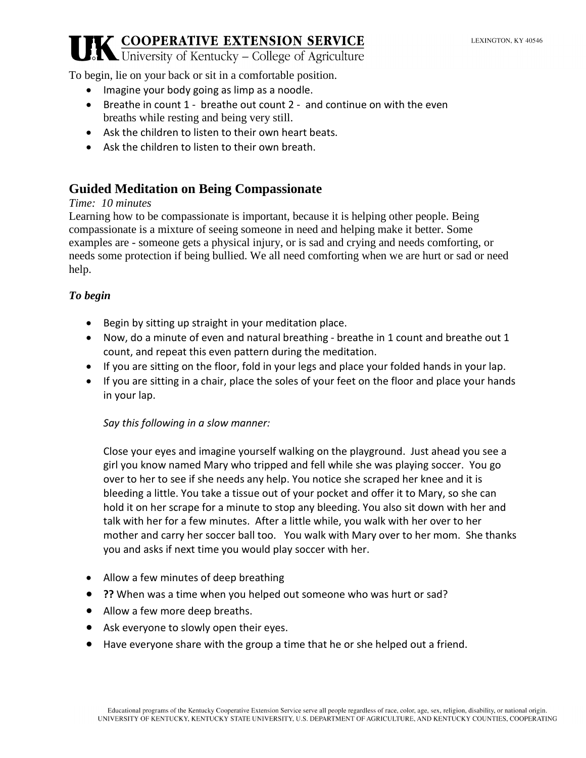To begin, lie on your back or sit in a comfortable position.

- Imagine your body going as limp as a noodle.
- Breathe in count 1 - breathe out count 2 - and continue on with the even breaths while resting and being very still.
- Ask the children to listen to their own heart beats.
- Ask the children to listen to their own breath.

## Guided Meditation on Being Compassionate

*Time: 10 minutes*

Learning how to be compassionate is important, because it is helping other people. Being compassionate is a mixture of seeing someone in need and helping make it better. Some examples are - someone gets a physical injury, or is sad and crying and needs comforting, or needs some protection if being bullied. We all need comforting when we are hurt or sad or need help.

***To begin***

- Begin by sitting up straight in your meditation place.
- Now, do a minute of even and natural breathing - breathe in 1 count and breathe out 1 count, and repeat this even pattern during the meditation.
- If you are sitting on the floor, fold in your legs and place your folded hands in your lap.
- If you are sitting in a chair, place the soles of your feet on the floor and place your hands in your lap.

  *Say this following in a slow manner:*

  Close your eyes and imagine yourself walking on the playground. Just ahead you see a girl you know named Mary who tripped and fell while she was playing soccer. You go over to her to see if she needs any help. You notice she scraped her knee and it is bleeding a little. You take a tissue out of your pocket and offer it to Mary, so she can hold it on her scrape for a minute to stop any bleeding. You also sit down with her and talk with her for a few minutes. After a little while, you walk with her over to her mother and carry her soccer ball too. You walk with Mary over to her mom. She thanks you and asks if next time you would play soccer with her.

- Allow a few minutes of deep breathing
- **??** When was a time when you helped out someone who was hurt or sad?
- Allow a few more deep breaths.
- Ask everyone to slowly open their eyes.
- Have everyone share with the group a time that he or she helped out a friend.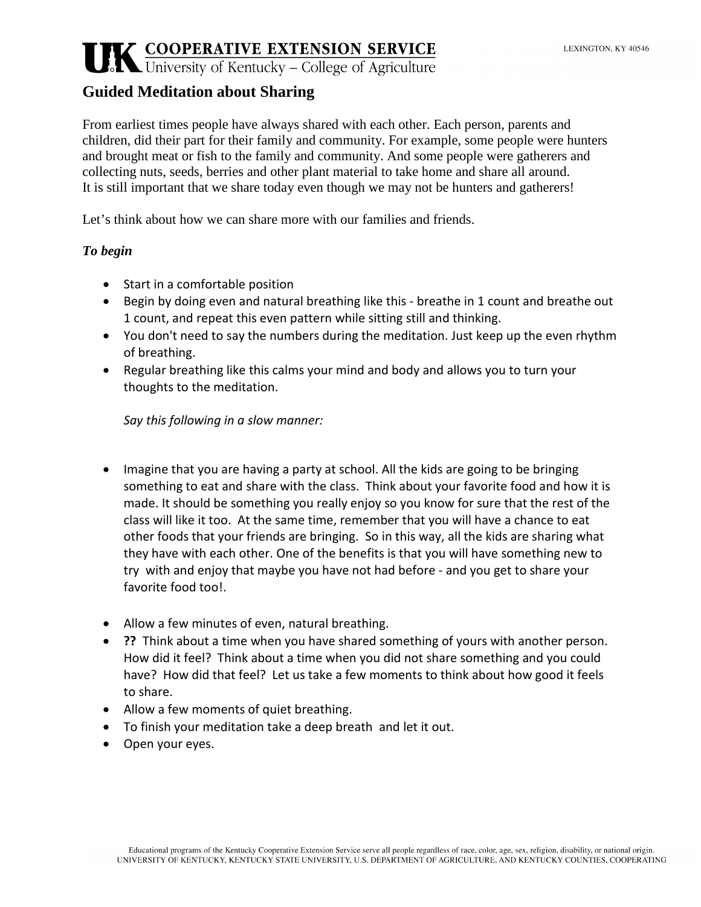**UK COOPERATIVE EXTENSION SERVICE**
University of Kentucky – College of Agriculture

LEXINGTON, KY 40546

## Guided Meditation about Sharing

From earliest times people have always shared with each other. Each person, parents and children, did their part for their family and community. For example, some people were hunters and brought meat or fish to the family and community. And some people were gatherers and collecting nuts, seeds, berries and other plant material to take home and share all around. It is still important that we share today even though we may not be hunters and gatherers!

Let's think about how we can share more with our families and friends.

***To begin***

- Start in a comfortable position
- Begin by doing even and natural breathing like this - breathe in 1 count and breathe out 1 count, and repeat this even pattern while sitting still and thinking.
- You don't need to say the numbers during the meditation. Just keep up the even rhythm of breathing.
- Regular breathing like this calms your mind and body and allows you to turn your thoughts to the meditation.

  *Say this following in a slow manner:*

- Imagine that you are having a party at school. All the kids are going to be bringing something to eat and share with the class. Think about your favorite food and how it is made. It should be something you really enjoy so you know for sure that the rest of the class will like it too. At the same time, remember that you will have a chance to eat other foods that your friends are bringing. So in this way, all the kids are sharing what they have with each other. One of the benefits is that you will have something new to try with and enjoy that maybe you have not had before - and you get to share your favorite food too!.

- Allow a few minutes of even, natural breathing.
- **??** Think about a time when you have shared something of yours with another person. How did it feel? Think about a time when you did not share something and you could have? How did that feel? Let us take a few moments to think about how good it feels to share.
- Allow a few moments of quiet breathing.
- To finish your meditation take a deep breath and let it out.
- Open your eyes.

Educational programs of the Kentucky Cooperative Extension Service serve all people regardless of race, color, age, sex, religion, disability, or national origin.
UNIVERSITY OF KENTUCKY, KENTUCKY STATE UNIVERSITY, U.S. DEPARTMENT OF AGRICULTURE, AND KENTUCKY COUNTIES, COOPERATING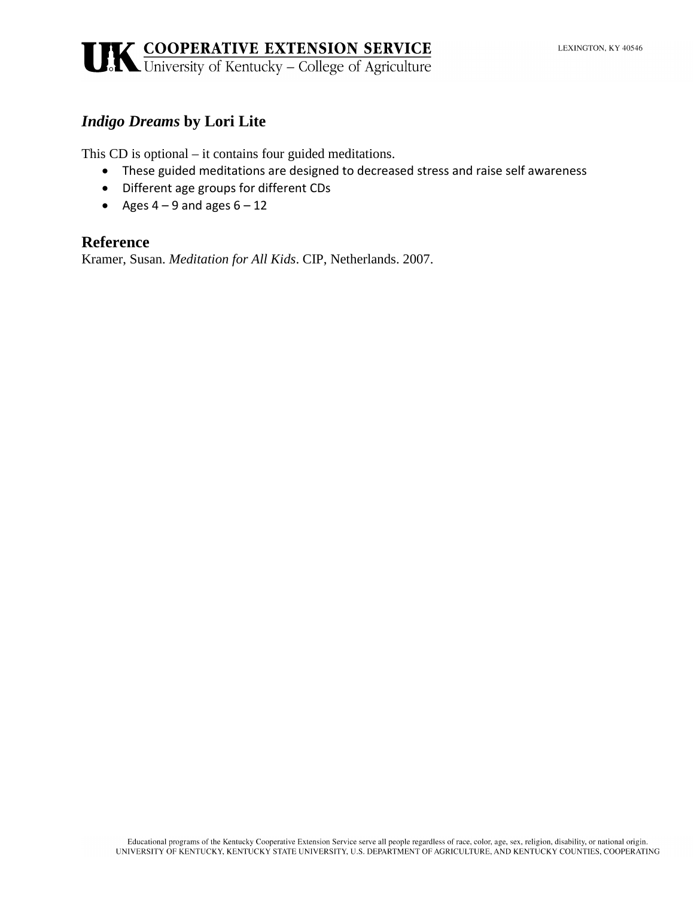### *Indigo Dreams* by Lori Lite

This CD is optional – it contains four guided meditations.

- These guided meditations are designed to decreased stress and raise self awareness
- Different age groups for different CDs
- Ages 4 – 9 and ages 6 – 12

## Reference

Kramer, Susan. *Meditation for All Kids*. CIP, Netherlands. 2007.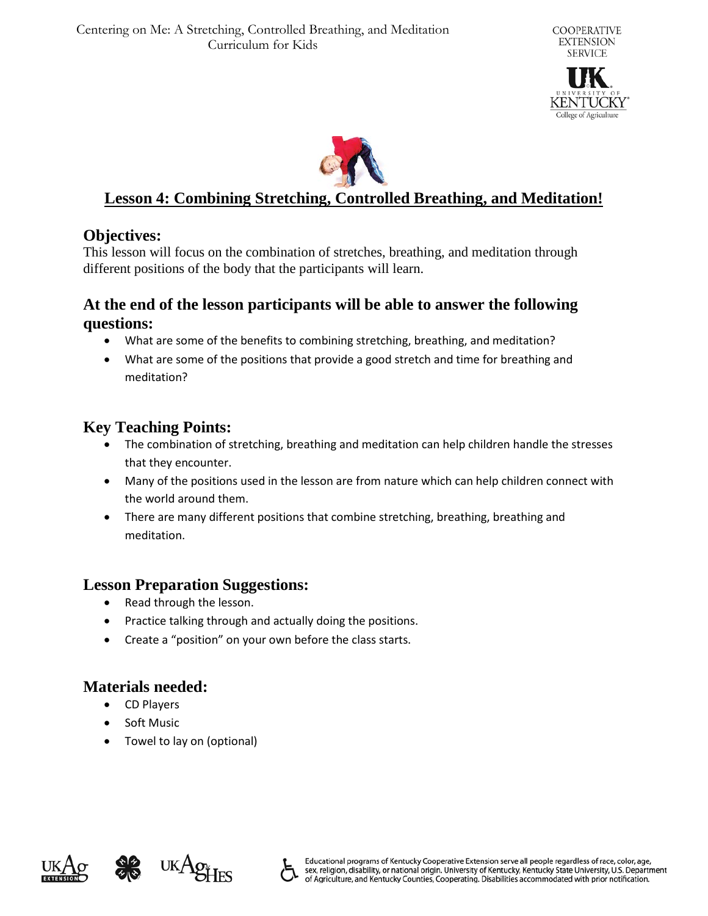# Lesson 4: Combining Stretching, Controlled Breathing, and Meditation!

## Objectives:

This lesson will focus on the combination of stretches, breathing, and meditation through different positions of the body that the participants will learn.

## At the end of the lesson participants will be able to answer the following questions:

- What are some of the benefits to combining stretching, breathing, and meditation?
- What are some of the positions that provide a good stretch and time for breathing and meditation?

## Key Teaching Points:

- The combination of stretching, breathing and meditation can help children handle the stresses that they encounter.
- Many of the positions used in the lesson are from nature which can help children connect with the world around them.
- There are many different positions that combine stretching, breathing, breathing and meditation.

## Lesson Preparation Suggestions:

- Read through the lesson.
- Practice talking through and actually doing the positions.
- Create a "position" on your own before the class starts.

## Materials needed:

- CD Players
- Soft Music
- Towel to lay on (optional)

Educational programs of Kentucky Cooperative Extension serve all people regardless of race, color, age, sex, religion, disability, or national origin. University of Kentucky, Kentucky State University, U.S. Department of Agriculture, and Kentucky Counties, Cooperating. Disabilities accommodated with prior notification.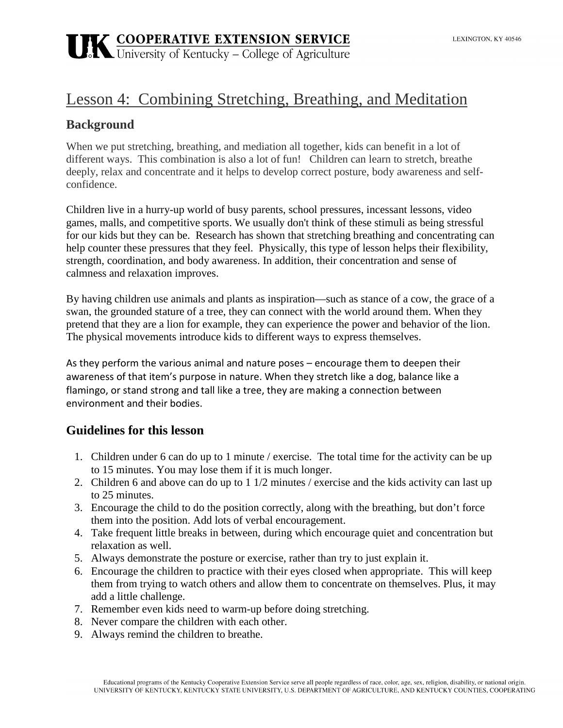# Lesson 4: Combining Stretching, Breathing, and Meditation

## Background

When we put stretching, breathing, and mediation all together, kids can benefit in a lot of different ways. This combination is also a lot of fun! Children can learn to stretch, breathe deeply, relax and concentrate and it helps to develop correct posture, body awareness and self-confidence.

Children live in a hurry-up world of busy parents, school pressures, incessant lessons, video games, malls, and competitive sports. We usually don't think of these stimuli as being stressful for our kids but they can be. Research has shown that stretching breathing and concentrating can help counter these pressures that they feel. Physically, this type of lesson helps their flexibility, strength, coordination, and body awareness. In addition, their concentration and sense of calmness and relaxation improves.

By having children use animals and plants as inspiration—such as stance of a cow, the grace of a swan, the grounded stature of a tree, they can connect with the world around them. When they pretend that they are a lion for example, they can experience the power and behavior of the lion. The physical movements introduce kids to different ways to express themselves.

As they perform the various animal and nature poses – encourage them to deepen their awareness of that item's purpose in nature. When they stretch like a dog, balance like a flamingo, or stand strong and tall like a tree, they are making a connection between environment and their bodies.

## Guidelines for this lesson

1. Children under 6 can do up to 1 minute / exercise. The total time for the activity can be up to 15 minutes. You may lose them if it is much longer.
2. Children 6 and above can do up to 1 1/2 minutes / exercise and the kids activity can last up to 25 minutes.
3. Encourage the child to do the position correctly, along with the breathing, but don't force them into the position. Add lots of verbal encouragement.
4. Take frequent little breaks in between, during which encourage quiet and concentration but relaxation as well.
5. Always demonstrate the posture or exercise, rather than try to just explain it.
6. Encourage the children to practice with their eyes closed when appropriate. This will keep them from trying to watch others and allow them to concentrate on themselves. Plus, it may add a little challenge.
7. Remember even kids need to warm-up before doing stretching.
8. Never compare the children with each other.
9. Always remind the children to breathe.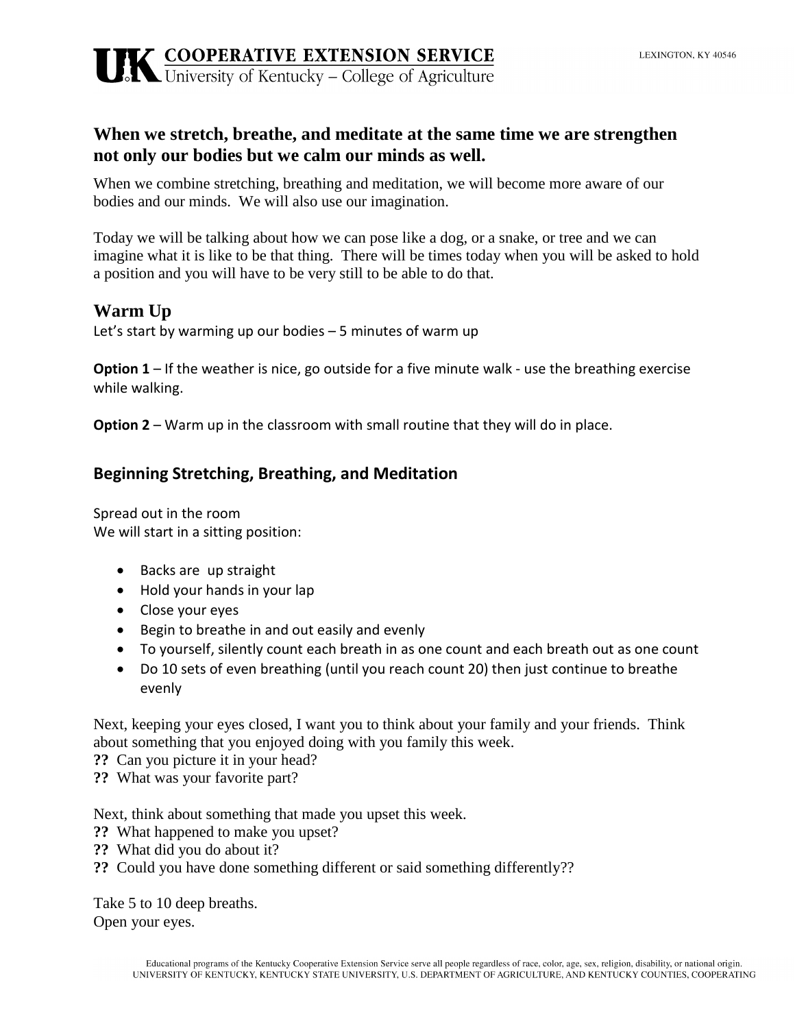# UK COOPERATIVE EXTENSION SERVICE
University of Kentucky – College of Agriculture

LEXINGTON, KY 40546

## When we stretch, breathe, and meditate at the same time we are strengthen not only our bodies but we calm our minds as well.

When we combine stretching, breathing and meditation, we will become more aware of our bodies and our minds. We will also use our imagination.

Today we will be talking about how we can pose like a dog, or a snake, or tree and we can imagine what it is like to be that thing. There will be times today when you will be asked to hold a position and you will have to be very still to be able to do that.

## Warm Up

Let's start by warming up our bodies – 5 minutes of warm up

**Option 1** – If the weather is nice, go outside for a five minute walk - use the breathing exercise while walking.

**Option 2** – Warm up in the classroom with small routine that they will do in place.

## Beginning Stretching, Breathing, and Meditation

Spread out in the room
We will start in a sitting position:

- Backs are up straight
- Hold your hands in your lap
- Close your eyes
- Begin to breathe in and out easily and evenly
- To yourself, silently count each breath in as one count and each breath out as one count
- Do 10 sets of even breathing (until you reach count 20) then just continue to breathe evenly

Next, keeping your eyes closed, I want you to think about your family and your friends. Think about something that you enjoyed doing with you family this week.

**??** Can you picture it in your head?
**??** What was your favorite part?

Next, think about something that made you upset this week.

**??** What happened to make you upset?
**??** What did you do about it?
**??** Could you have done something different or said something differently??

Take 5 to 10 deep breaths.
Open your eyes.

Educational programs of the Kentucky Cooperative Extension Service serve all people regardless of race, color, age, sex, religion, disability, or national origin.
UNIVERSITY OF KENTUCKY, KENTUCKY STATE UNIVERSITY, U.S. DEPARTMENT OF AGRICULTURE, AND KENTUCKY COUNTIES, COOPERATING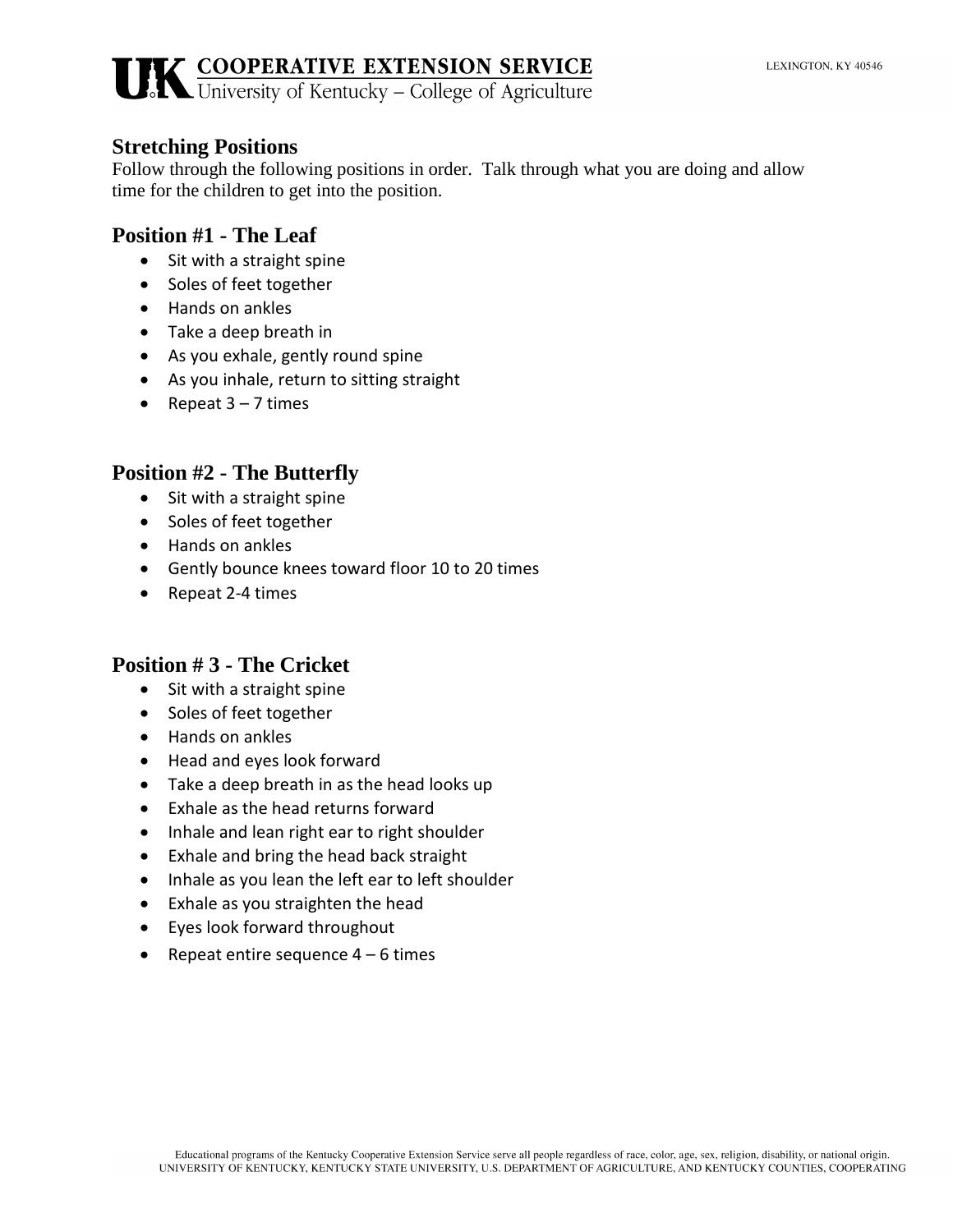## Stretching Positions

Follow through the following positions in order. Talk through what you are doing and allow time for the children to get into the position.

### Position #1 - The Leaf

- Sit with a straight spine
- Soles of feet together
- Hands on ankles
- Take a deep breath in
- As you exhale, gently round spine
- As you inhale, return to sitting straight
- Repeat 3 – 7 times

### Position #2 - The Butterfly

- Sit with a straight spine
- Soles of feet together
- Hands on ankles
- Gently bounce knees toward floor 10 to 20 times
- Repeat 2-4 times

### Position # 3 - The Cricket

- Sit with a straight spine
- Soles of feet together
- Hands on ankles
- Head and eyes look forward
- Take a deep breath in as the head looks up
- Exhale as the head returns forward
- Inhale and lean right ear to right shoulder
- Exhale and bring the head back straight
- Inhale as you lean the left ear to left shoulder
- Exhale as you straighten the head
- Eyes look forward throughout
- Repeat entire sequence 4 – 6 times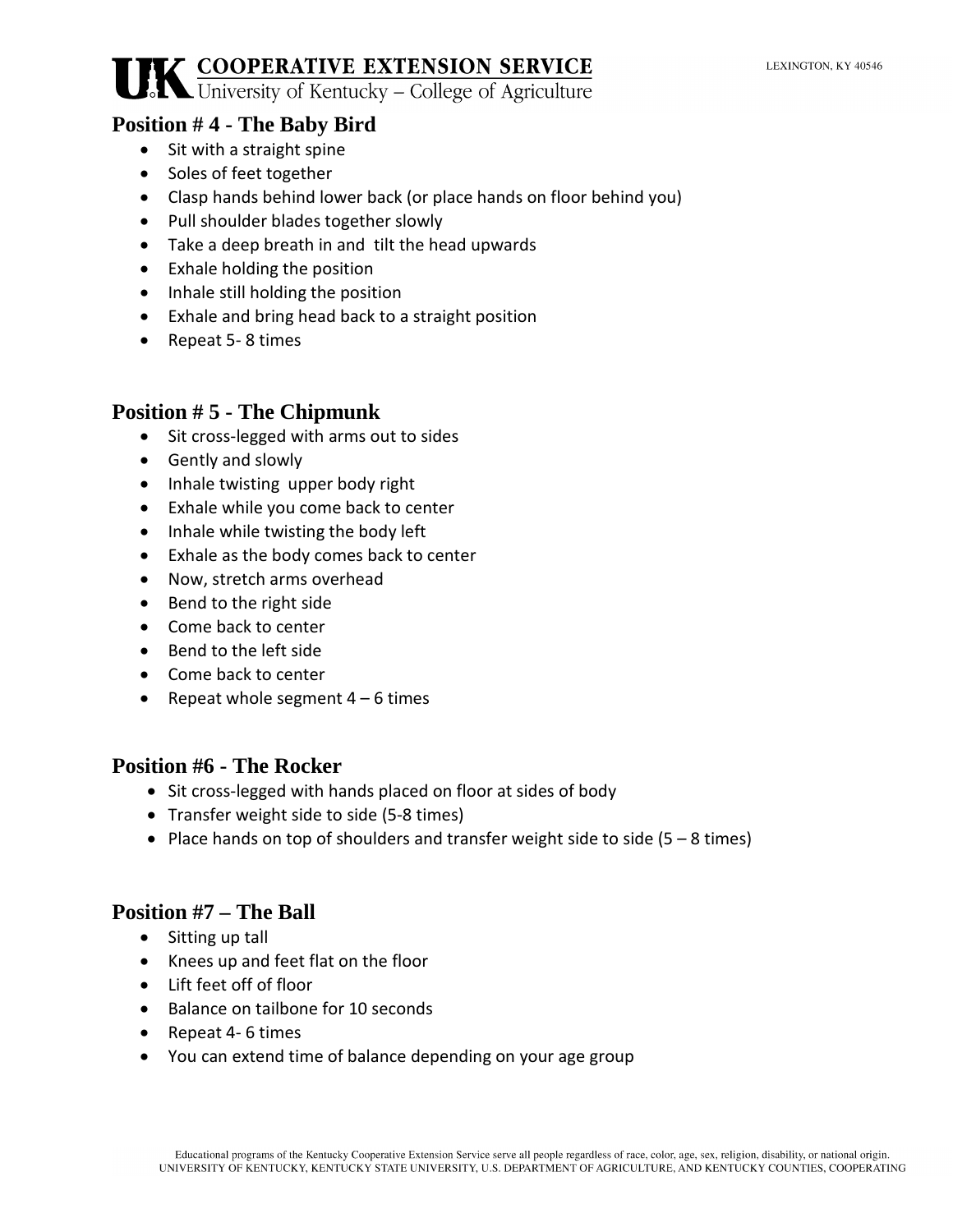## Position # 4 - The Baby Bird

- Sit with a straight spine
- Soles of feet together
- Clasp hands behind lower back (or place hands on floor behind you)
- Pull shoulder blades together slowly
- Take a deep breath in and tilt the head upwards
- Exhale holding the position
- Inhale still holding the position
- Exhale and bring head back to a straight position
- Repeat 5- 8 times

## Position # 5 - The Chipmunk

- Sit cross-legged with arms out to sides
- Gently and slowly
- Inhale twisting upper body right
- Exhale while you come back to center
- Inhale while twisting the body left
- Exhale as the body comes back to center
- Now, stretch arms overhead
- Bend to the right side
- Come back to center
- Bend to the left side
- Come back to center
- Repeat whole segment 4 – 6 times

## Position #6 - The Rocker

- Sit cross-legged with hands placed on floor at sides of body
- Transfer weight side to side (5-8 times)
- Place hands on top of shoulders and transfer weight side to side (5 – 8 times)

## Position #7 – The Ball

- Sitting up tall
- Knees up and feet flat on the floor
- Lift feet off of floor
- Balance on tailbone for 10 seconds
- Repeat 4- 6 times
- You can extend time of balance depending on your age group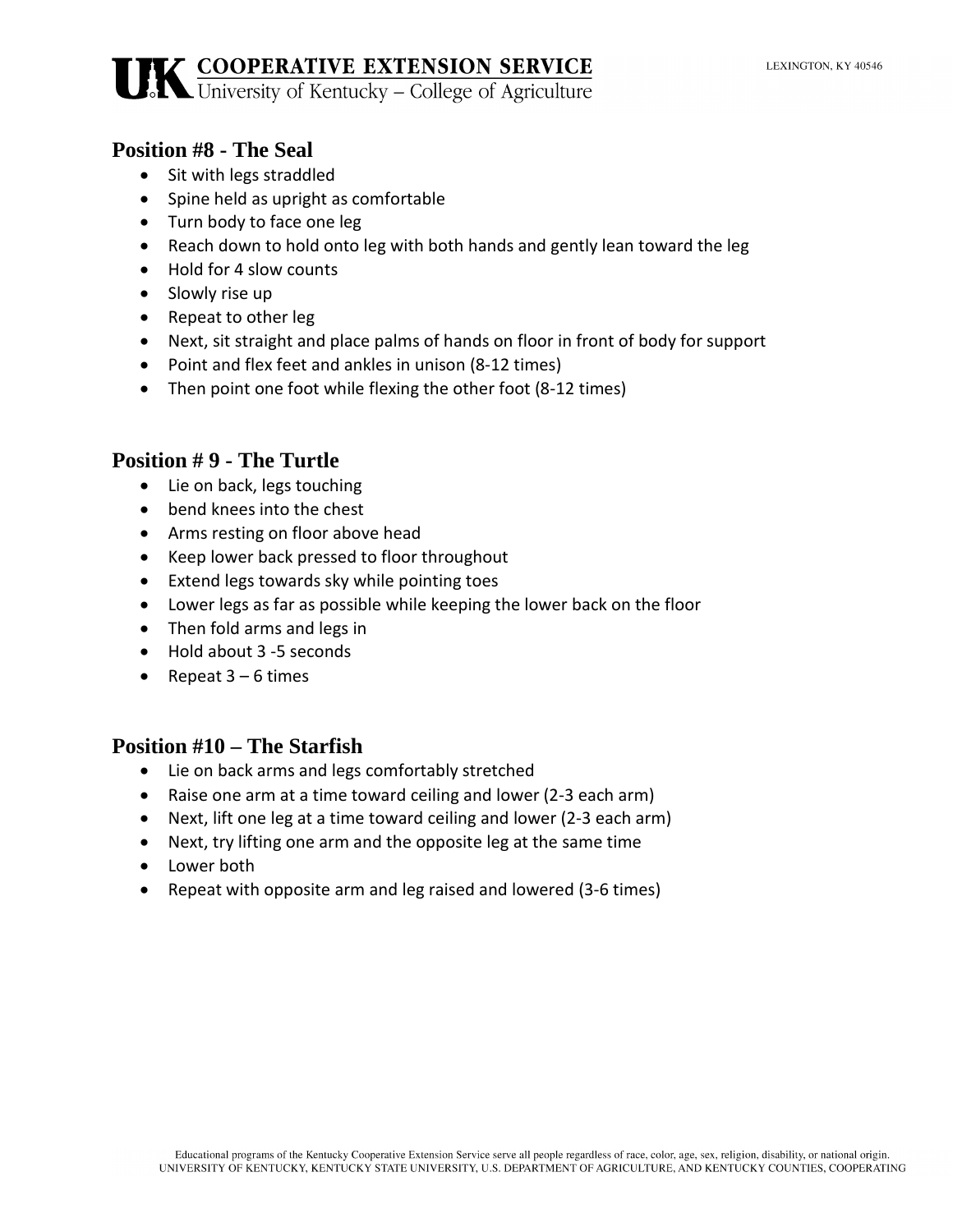## Position #8 - The Seal

- Sit with legs straddled
- Spine held as upright as comfortable
- Turn body to face one leg
- Reach down to hold onto leg with both hands and gently lean toward the leg
- Hold for 4 slow counts
- Slowly rise up
- Repeat to other leg
- Next, sit straight and place palms of hands on floor in front of body for support
- Point and flex feet and ankles in unison (8-12 times)
- Then point one foot while flexing the other foot (8-12 times)

## Position # 9 - The Turtle

- Lie on back, legs touching
- bend knees into the chest
- Arms resting on floor above head
- Keep lower back pressed to floor throughout
- Extend legs towards sky while pointing toes
- Lower legs as far as possible while keeping the lower back on the floor
- Then fold arms and legs in
- Hold about 3 -5 seconds
- Repeat 3 – 6 times

## Position #10 – The Starfish

- Lie on back arms and legs comfortably stretched
- Raise one arm at a time toward ceiling and lower (2-3 each arm)
- Next, lift one leg at a time toward ceiling and lower (2-3 each arm)
- Next, try lifting one arm and the opposite leg at the same time
- Lower both
- Repeat with opposite arm and leg raised and lowered (3-6 times)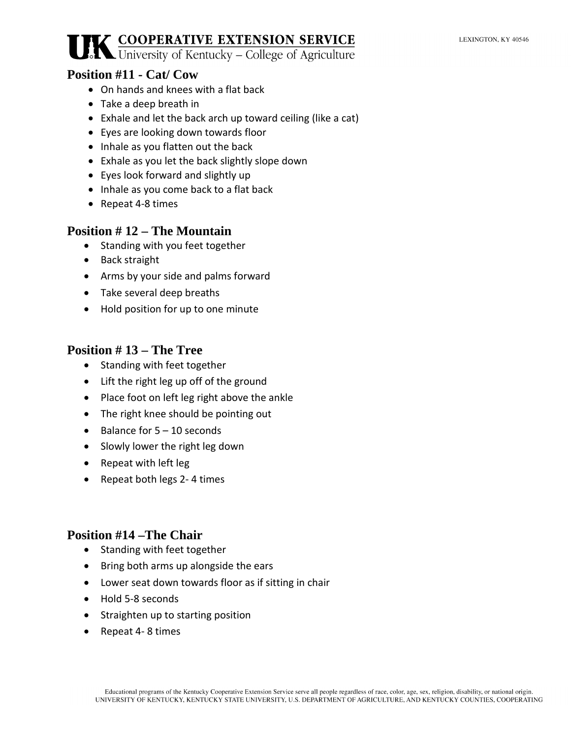## Position #11 - Cat/ Cow

- On hands and knees with a flat back
- Take a deep breath in
- Exhale and let the back arch up toward ceiling (like a cat)
- Eyes are looking down towards floor
- Inhale as you flatten out the back
- Exhale as you let the back slightly slope down
- Eyes look forward and slightly up
- Inhale as you come back to a flat back
- Repeat 4-8 times

## Position # 12 – The Mountain

- Standing with you feet together
- Back straight
- Arms by your side and palms forward
- Take several deep breaths
- Hold position for up to one minute

## Position # 13 – The Tree

- Standing with feet together
- Lift the right leg up off of the ground
- Place foot on left leg right above the ankle
- The right knee should be pointing out
- Balance for 5 – 10 seconds
- Slowly lower the right leg down
- Repeat with left leg
- Repeat both legs 2- 4 times

## Position #14 –The Chair

- Standing with feet together
- Bring both arms up alongside the ears
- Lower seat down towards floor as if sitting in chair
- Hold 5-8 seconds
- Straighten up to starting position
- Repeat 4- 8 times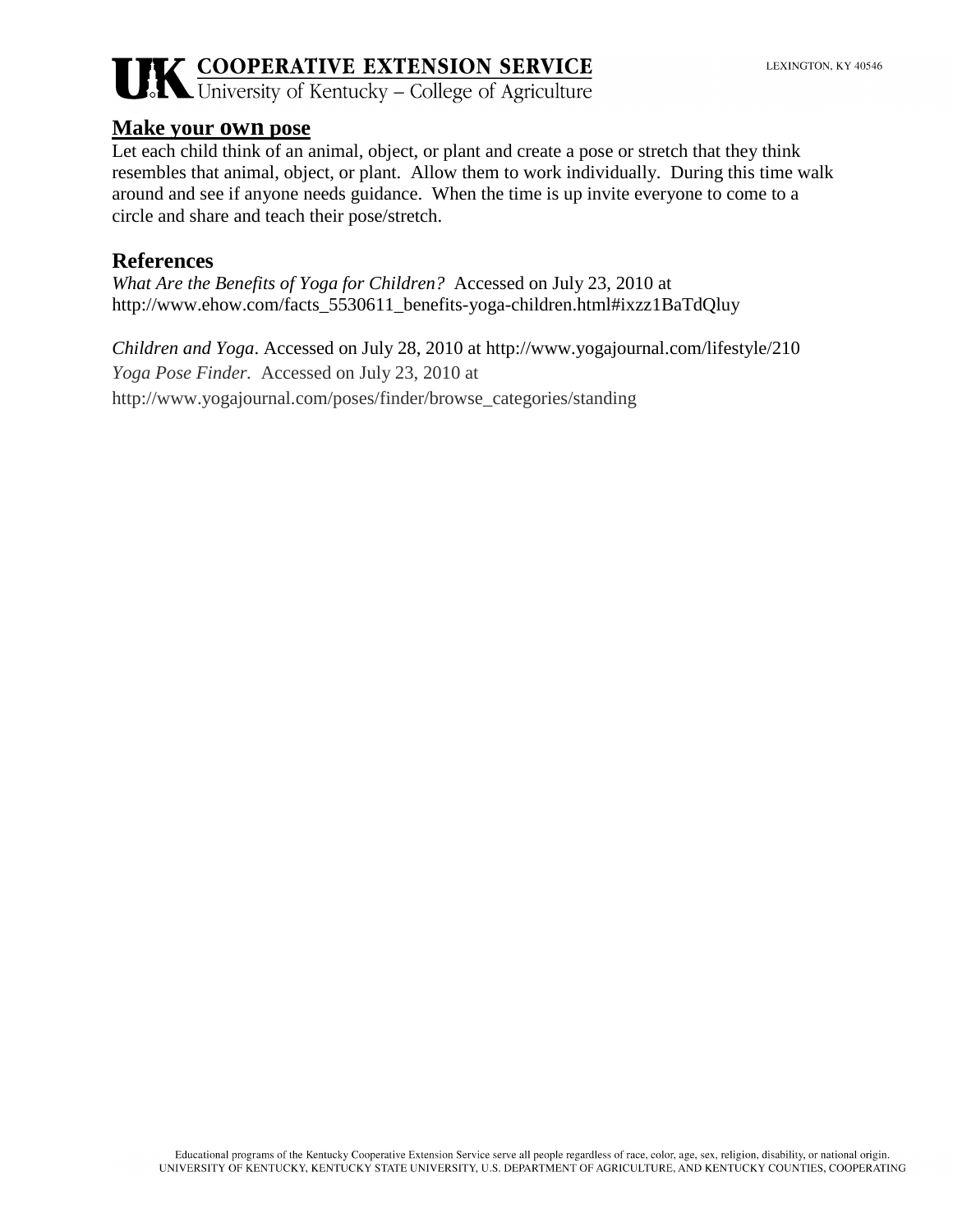## **Make your own pose**

Let each child think of an animal, object, or plant and create a pose or stretch that they think resembles that animal, object, or plant. Allow them to work individually. During this time walk around and see if anyone needs guidance. When the time is up invite everyone to come to a circle and share and teach their pose/stretch.

## References

*What Are the Benefits of Yoga for Children?* Accessed on July 23, 2010 at http://www.ehow.com/facts_5530611_benefits-yoga-children.html#ixzz1BaTdQluy

*Children and Yoga*. Accessed on July 28, 2010 at http://www.yogajournal.com/lifestyle/210

*Yoga Pose Finder.* Accessed on July 23, 2010 at http://www.yogajournal.com/poses/finder/browse_categories/standing